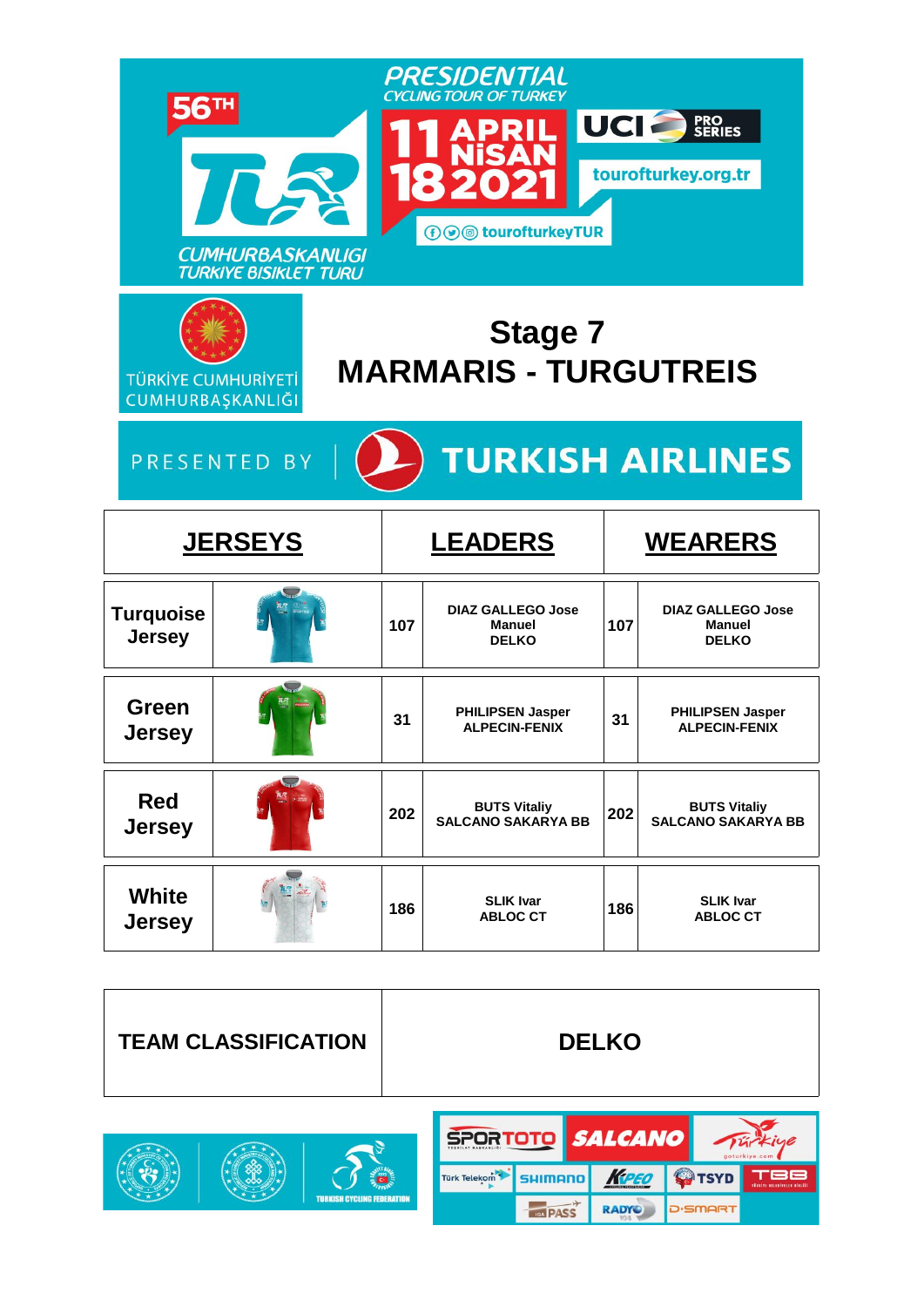56TH PRESIDENTIAL CYCLING TOUR OF TURKEY

CUMHURBAŞKANLIĞI TÜRKİYE BİSİKLET TURU

11 APRIL NİSAN 18 2021

UCI PRO SERIES

tourofturkey.org.tr

tourofturkeyTUR

TÜRKİYE CUMHURİYETİ CUMHURBAŞKANLIĞI

# Stage 7
# MARMARIS - TURGUTREIS

PRESENTED BY TURKISH AIRLINES

| JERSEYS | | LEADERS | | WEARERS | |
|---|---|---|---|---|---|
| Turquoise Jersey | | 107 | DIAZ GALLEGO Jose Manuel DELKO | 107 | DIAZ GALLEGO Jose Manuel DELKO |
| Green Jersey | | 31 | PHILIPSEN Jasper ALPECIN-FENIX | 31 | PHILIPSEN Jasper ALPECIN-FENIX |
| Red Jersey | | 202 | BUTS Vitaliy SALCANO SAKARYA BB | 202 | BUTS Vitaliy SALCANO SAKARYA BB |
| White Jersey | | 186 | SLIK Ivar ABLOC CT | 186 | SLIK Ivar ABLOC CT |

| TEAM CLASSIFICATION | DELKO |
|---|---|

TURKISH CYCLING FEDERATION

SPORTOTO SALCANO Türkiye Türk Telekom SHIMANO KAPEO TSYD TBB PASS RADYO D-SMART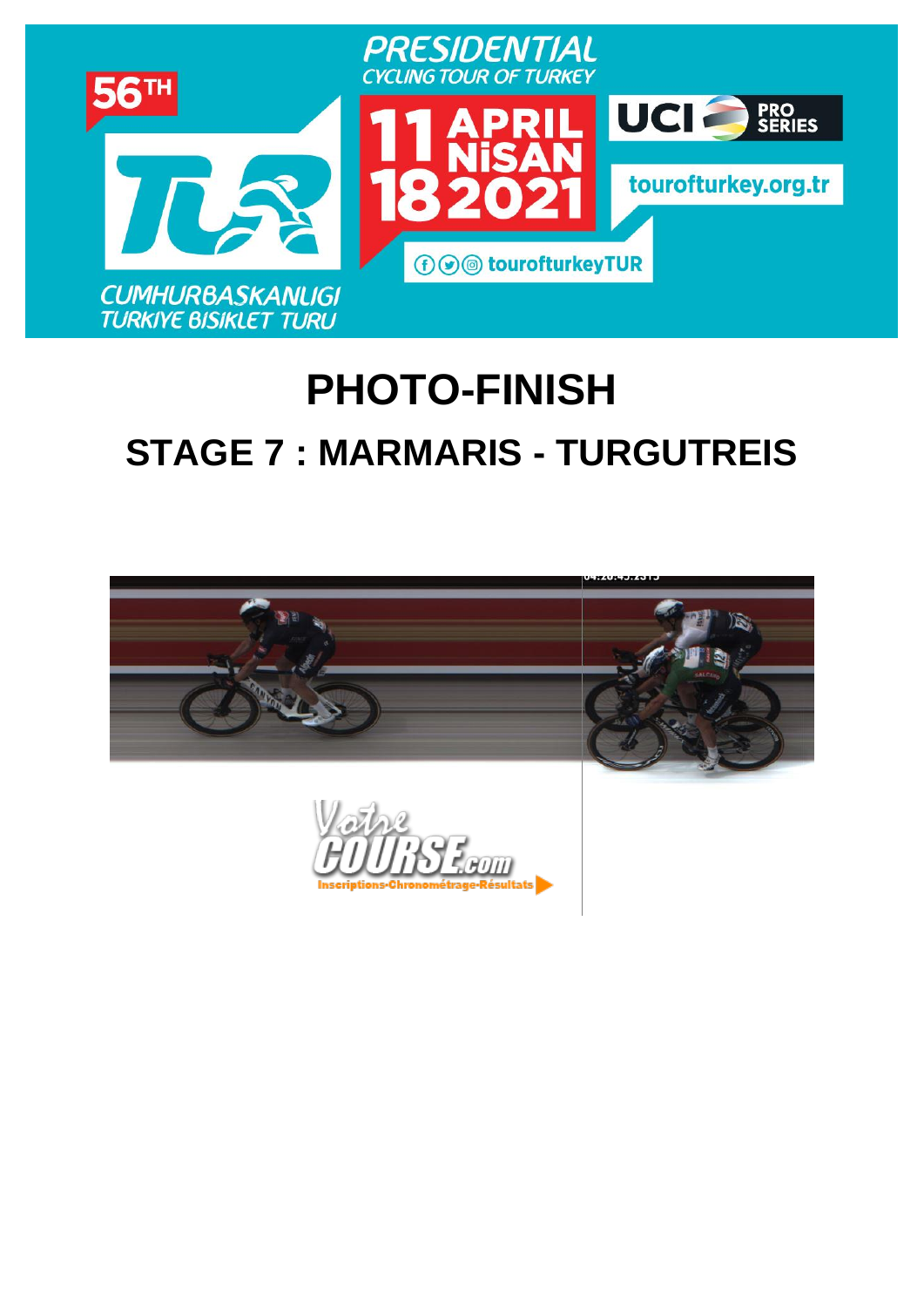# PHOTO-FINISH

## STAGE 7 : MARMARIS - TURGUTREIS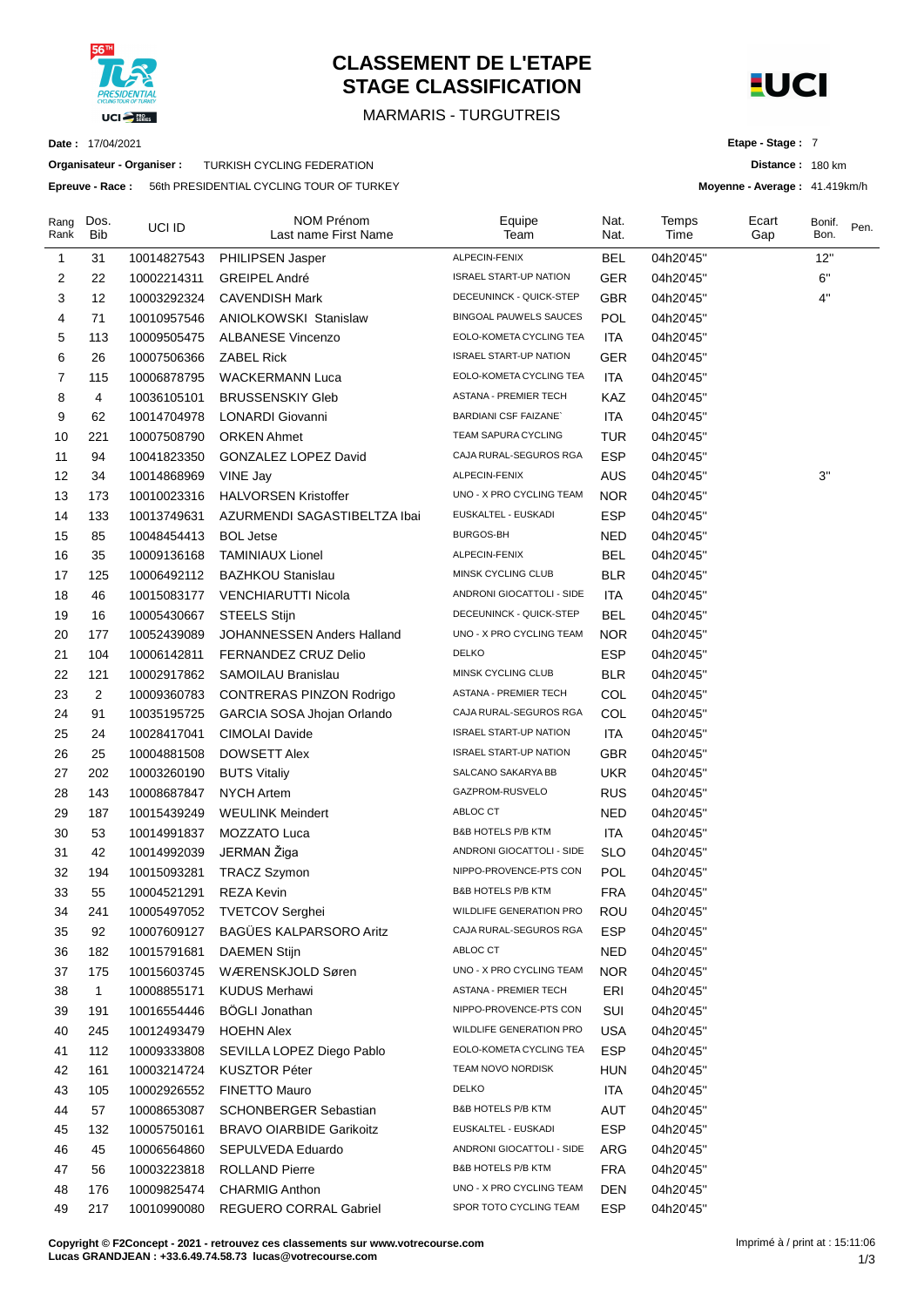# CLASSEMENT DE L'ETAPE
# STAGE CLASSIFICATION

MARMARIS - TURGUTREIS

**Date :** 17/04/2021

**Organisateur - Organiser :** TURKISH CYCLING FEDERATION

**Epreuve - Race :** 56th PRESIDENTIAL CYCLING TOUR OF TURKEY

**Etape - Stage :** 7

**Distance :** 180 km

**Moyenne - Average :** 41.419km/h

| Rang Rank | Dos. Bib | UCI ID | NOM Prénom Last name First Name | Equipe Team | Nat. Nat. | Temps Time | Ecart Gap | Bonif. Bon. | Pen. |
|---|---|---|---|---|---|---|---|---|---|
| 1 | 31 | 10014827543 | PHILIPSEN Jasper | ALPECIN-FENIX | BEL | 04h20'45'' | | 12'' | |
| 2 | 22 | 10002214311 | GREIPEL André | ISRAEL START-UP NATION | GER | 04h20'45'' | | 6'' | |
| 3 | 12 | 10003292324 | CAVENDISH Mark | DECEUNINCK - QUICK-STEP | GBR | 04h20'45'' | | 4'' | |
| 4 | 71 | 10010957546 | ANIOLKOWSKI Stanislaw | BINGOAL PAUWELS SAUCES | POL | 04h20'45'' | | | |
| 5 | 113 | 10009505475 | ALBANESE Vincenzo | EOLO-KOMETA CYCLING TEA | ITA | 04h20'45'' | | | |
| 6 | 26 | 10007506366 | ZABEL Rick | ISRAEL START-UP NATION | GER | 04h20'45'' | | | |
| 7 | 115 | 10006878795 | WACKERMANN Luca | EOLO-KOMETA CYCLING TEA | ITA | 04h20'45'' | | | |
| 8 | 4 | 10036105101 | BRUSSENSKIY Gleb | ASTANA - PREMIER TECH | KAZ | 04h20'45'' | | | |
| 9 | 62 | 10014704978 | LONARDI Giovanni | BARDIANI CSF FAIZANE` | ITA | 04h20'45'' | | | |
| 10 | 221 | 10007508790 | ORKEN Ahmet | TEAM SAPURA CYCLING | TUR | 04h20'45'' | | | |
| 11 | 94 | 10041823350 | GONZALEZ LOPEZ David | CAJA RURAL-SEGUROS RGA | ESP | 04h20'45'' | | | |
| 12 | 34 | 10014868969 | VINE Jay | ALPECIN-FENIX | AUS | 04h20'45'' | | 3'' | |
| 13 | 173 | 10010023316 | HALVORSEN Kristoffer | UNO - X PRO CYCLING TEAM | NOR | 04h20'45'' | | | |
| 14 | 133 | 10013749631 | AZURMENDI SAGASTIBELTZA Ibai | EUSKALTEL - EUSKADI | ESP | 04h20'45'' | | | |
| 15 | 85 | 10048454413 | BOL Jetse | BURGOS-BH | NED | 04h20'45'' | | | |
| 16 | 35 | 10009136168 | TAMINIAUX Lionel | ALPECIN-FENIX | BEL | 04h20'45'' | | | |
| 17 | 125 | 10006492112 | BAZHKOU Stanislau | MINSK CYCLING CLUB | BLR | 04h20'45'' | | | |
| 18 | 46 | 10015083177 | VENCHIARUTTI Nicola | ANDRONI GIOCATTOLI - SIDE | ITA | 04h20'45'' | | | |
| 19 | 16 | 10005430667 | STEELS Stijn | DECEUNINCK - QUICK-STEP | BEL | 04h20'45'' | | | |
| 20 | 177 | 10052439089 | JOHANNESSEN Anders Halland | UNO - X PRO CYCLING TEAM | NOR | 04h20'45'' | | | |
| 21 | 104 | 10006142811 | FERNANDEZ CRUZ Delio | DELKO | ESP | 04h20'45'' | | | |
| 22 | 121 | 10002917862 | SAMOILAU Branislau | MINSK CYCLING CLUB | BLR | 04h20'45'' | | | |
| 23 | 2 | 10009360783 | CONTRERAS PINZON Rodrigo | ASTANA - PREMIER TECH | COL | 04h20'45'' | | | |
| 24 | 91 | 10035195725 | GARCIA SOSA Jhojan Orlando | CAJA RURAL-SEGUROS RGA | COL | 04h20'45'' | | | |
| 25 | 24 | 10028417041 | CIMOLAI Davide | ISRAEL START-UP NATION | ITA | 04h20'45'' | | | |
| 26 | 25 | 10004881508 | DOWSETT Alex | ISRAEL START-UP NATION | GBR | 04h20'45'' | | | |
| 27 | 202 | 10003260190 | BUTS Vitaliy | SALCANO SAKARYA BB | UKR | 04h20'45'' | | | |
| 28 | 143 | 10008687847 | NYCH Artem | GAZPROM-RUSVELO | RUS | 04h20'45'' | | | |
| 29 | 187 | 10015439249 | WEULINK Meindert | ABLOC CT | NED | 04h20'45'' | | | |
| 30 | 53 | 10014991837 | MOZZATO Luca | B&B HOTELS P/B KTM | ITA | 04h20'45'' | | | |
| 31 | 42 | 10014992039 | JERMAN Žiga | ANDRONI GIOCATTOLI - SIDE | SLO | 04h20'45'' | | | |
| 32 | 194 | 10015093281 | TRACZ Szymon | NIPPO-PROVENCE-PTS CON | POL | 04h20'45'' | | | |
| 33 | 55 | 10004521291 | REZA Kevin | B&B HOTELS P/B KTM | FRA | 04h20'45'' | | | |
| 34 | 241 | 10005497052 | TVETCOV Serghei | WILDLIFE GENERATION PRO | ROU | 04h20'45'' | | | |
| 35 | 92 | 10007609127 | BAGÜES KALPARSORO Aritz | CAJA RURAL-SEGUROS RGA | ESP | 04h20'45'' | | | |
| 36 | 182 | 10015791681 | DAEMEN Stijn | ABLOC CT | NED | 04h20'45'' | | | |
| 37 | 175 | 10015603745 | WÆRENSKJOLD Søren | UNO - X PRO CYCLING TEAM | NOR | 04h20'45'' | | | |
| 38 | 1 | 10008855171 | KUDUS Merhawi | ASTANA - PREMIER TECH | ERI | 04h20'45'' | | | |
| 39 | 191 | 10016554446 | BÖGLI Jonathan | NIPPO-PROVENCE-PTS CON | SUI | 04h20'45'' | | | |
| 40 | 245 | 10012493479 | HOEHN Alex | WILDLIFE GENERATION PRO | USA | 04h20'45'' | | | |
| 41 | 112 | 10009333808 | SEVILLA LOPEZ Diego Pablo | EOLO-KOMETA CYCLING TEA | ESP | 04h20'45'' | | | |
| 42 | 161 | 10003214724 | KUSZTOR Péter | TEAM NOVO NORDISK | HUN | 04h20'45'' | | | |
| 43 | 105 | 10002926552 | FINETTO Mauro | DELKO | ITA | 04h20'45'' | | | |
| 44 | 57 | 10008653087 | SCHONBERGER Sebastian | B&B HOTELS P/B KTM | AUT | 04h20'45'' | | | |
| 45 | 132 | 10005750161 | BRAVO OIARBIDE Garikoitz | EUSKALTEL - EUSKADI | ESP | 04h20'45'' | | | |
| 46 | 45 | 10006564860 | SEPULVEDA Eduardo | ANDRONI GIOCATTOLI - SIDE | ARG | 04h20'45'' | | | |
| 47 | 56 | 10003223818 | ROLLAND Pierre | B&B HOTELS P/B KTM | FRA | 04h20'45'' | | | |
| 48 | 176 | 10009825474 | CHARMIG Anthon | UNO - X PRO CYCLING TEAM | DEN | 04h20'45'' | | | |
| 49 | 217 | 10010990080 | REGUERO CORRAL Gabriel | SPOR TOTO CYCLING TEAM | ESP | 04h20'45'' | | | |

**Copyright © F2Concept - 2021 - retrouvez ces classements sur www.votrecourse.com**
**Lucas GRANDJEAN : +33.6.49.74.58.73 lucas@votrecourse.com**

Imprimé à / print at : 15:11:06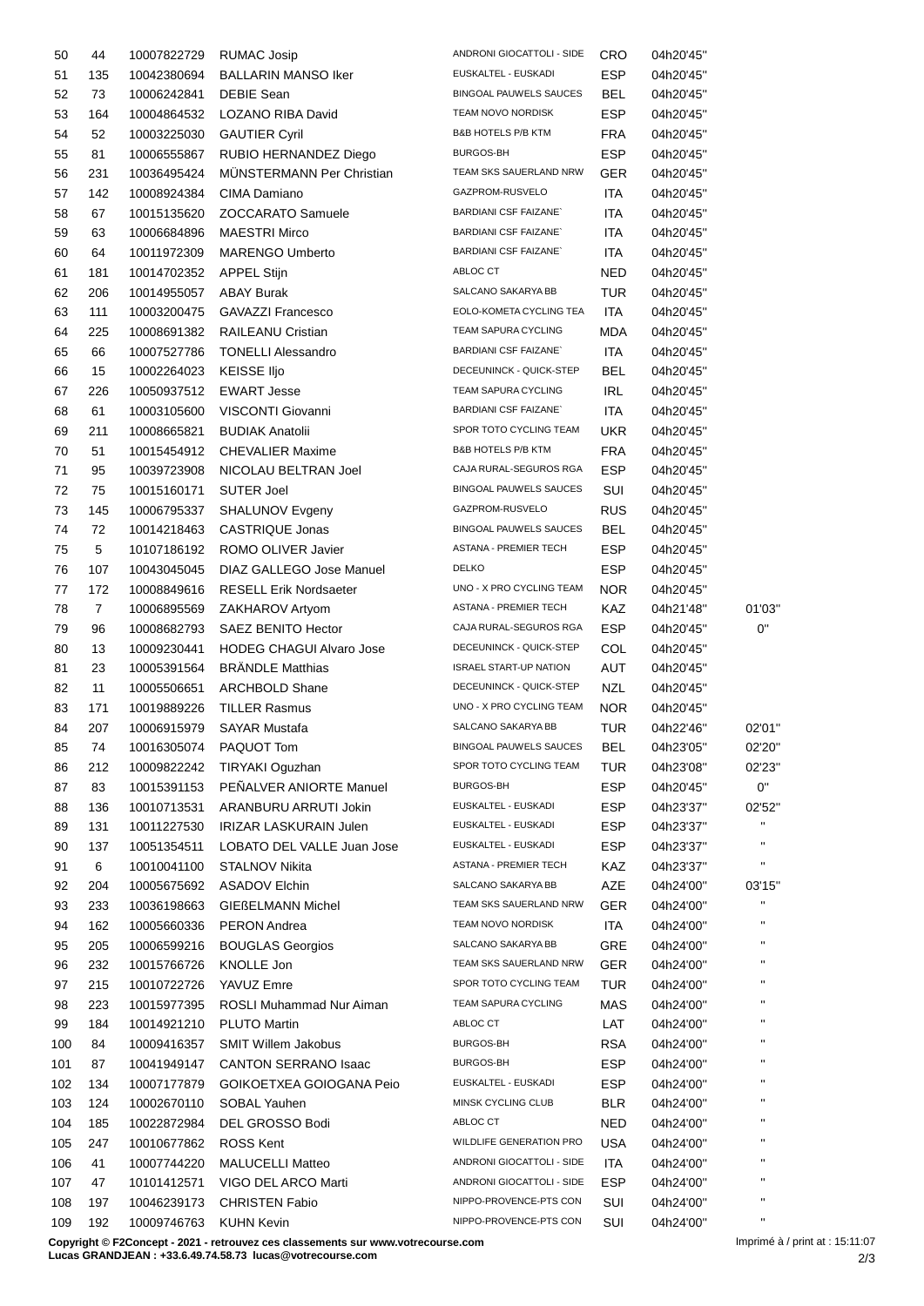| | | | | | | | |
|---|---|---|---|---|---|---|---|
| 50 | 44 | 10007822729 | RUMAC Josip | ANDRONI GIOCATTOLI - SIDE | CRO | 04h20'45'' | |
| 51 | 135 | 10042380694 | BALLARIN MANSO Iker | EUSKALTEL - EUSKADI | ESP | 04h20'45'' | |
| 52 | 73 | 10006242841 | DEBIE Sean | BINGOAL PAUWELS SAUCES | BEL | 04h20'45'' | |
| 53 | 164 | 10004864532 | LOZANO RIBA David | TEAM NOVO NORDISK | ESP | 04h20'45'' | |
| 54 | 52 | 10003225030 | GAUTIER Cyril | B&B HOTELS P/B KTM | FRA | 04h20'45'' | |
| 55 | 81 | 10006555867 | RUBIO HERNANDEZ Diego | BURGOS-BH | ESP | 04h20'45'' | |
| 56 | 231 | 10036495424 | MÜNSTERMANN Per Christian | TEAM SKS SAUERLAND NRW | GER | 04h20'45'' | |
| 57 | 142 | 10008924384 | CIMA Damiano | GAZPROM-RUSVELO | ITA | 04h20'45'' | |
| 58 | 67 | 10015135620 | ZOCCARATO Samuele | BARDIANI CSF FAIZANE` | ITA | 04h20'45'' | |
| 59 | 63 | 10006684896 | MAESTRI Mirco | BARDIANI CSF FAIZANE` | ITA | 04h20'45'' | |
| 60 | 64 | 10011972309 | MARENGO Umberto | BARDIANI CSF FAIZANE` | ITA | 04h20'45'' | |
| 61 | 181 | 10014702352 | APPEL Stijn | ABLOC CT | NED | 04h20'45'' | |
| 62 | 206 | 10014955057 | ABAY Burak | SALCANO SAKARYA BB | TUR | 04h20'45'' | |
| 63 | 111 | 10003200475 | GAVAZZI Francesco | EOLO-KOMETA CYCLING TEA | ITA | 04h20'45'' | |
| 64 | 225 | 10008691382 | RAILEANU Cristian | TEAM SAPURA CYCLING | MDA | 04h20'45'' | |
| 65 | 66 | 10007527786 | TONELLI Alessandro | BARDIANI CSF FAIZANE` | ITA | 04h20'45'' | |
| 66 | 15 | 10002264023 | KEISSE Iljo | DECEUNINCK - QUICK-STEP | BEL | 04h20'45'' | |
| 67 | 226 | 10050937512 | EWART Jesse | TEAM SAPURA CYCLING | IRL | 04h20'45'' | |
| 68 | 61 | 10003105600 | VISCONTI Giovanni | BARDIANI CSF FAIZANE` | ITA | 04h20'45'' | |
| 69 | 211 | 10008665821 | BUDIAK Anatolii | SPOR TOTO CYCLING TEAM | UKR | 04h20'45'' | |
| 70 | 51 | 10015454912 | CHEVALIER Maxime | B&B HOTELS P/B KTM | FRA | 04h20'45'' | |
| 71 | 95 | 10039723908 | NICOLAU BELTRAN Joel | CAJA RURAL-SEGUROS RGA | ESP | 04h20'45'' | |
| 72 | 75 | 10015160171 | SUTER Joel | BINGOAL PAUWELS SAUCES | SUI | 04h20'45'' | |
| 73 | 145 | 10006795337 | SHALUNOV Evgeny | GAZPROM-RUSVELO | RUS | 04h20'45'' | |
| 74 | 72 | 10014218463 | CASTRIQUE Jonas | BINGOAL PAUWELS SAUCES | BEL | 04h20'45'' | |
| 75 | 5 | 10107186192 | ROMO OLIVER Javier | ASTANA - PREMIER TECH | ESP | 04h20'45'' | |
| 76 | 107 | 10043045045 | DIAZ GALLEGO Jose Manuel | DELKO | ESP | 04h20'45'' | |
| 77 | 172 | 10008849616 | RESELL Erik Nordsaeter | UNO - X PRO CYCLING TEAM | NOR | 04h20'45'' | |
| 78 | 7 | 10006895569 | ZAKHAROV Artyom | ASTANA - PREMIER TECH | KAZ | 04h21'48'' | 01'03'' |
| 79 | 96 | 10008682793 | SAEZ BENITO Hector | CAJA RURAL-SEGUROS RGA | ESP | 04h20'45'' | 0'' |
| 80 | 13 | 10009230441 | HODEG CHAGUI Alvaro Jose | DECEUNINCK - QUICK-STEP | COL | 04h20'45'' | |
| 81 | 23 | 10005391564 | BRÄNDLE Matthias | ISRAEL START-UP NATION | AUT | 04h20'45'' | |
| 82 | 11 | 10005506651 | ARCHBOLD Shane | DECEUNINCK - QUICK-STEP | NZL | 04h20'45'' | |
| 83 | 171 | 10019889226 | TILLER Rasmus | UNO - X PRO CYCLING TEAM | NOR | 04h20'45'' | |
| 84 | 207 | 10006915979 | SAYAR Mustafa | SALCANO SAKARYA BB | TUR | 04h22'46'' | 02'01'' |
| 85 | 74 | 10016305074 | PAQUOT Tom | BINGOAL PAUWELS SAUCES | BEL | 04h23'05'' | 02'20'' |
| 86 | 212 | 10009822242 | TIRYAKI Oguzhan | SPOR TOTO CYCLING TEAM | TUR | 04h23'08'' | 02'23'' |
| 87 | 83 | 10015391153 | PEÑALVER ANIORTE Manuel | BURGOS-BH | ESP | 04h20'45'' | 0'' |
| 88 | 136 | 10010713531 | ARANBURU ARRUTI Jokin | EUSKALTEL - EUSKADI | ESP | 04h23'37'' | 02'52'' |
| 89 | 131 | 10011227530 | IRIZAR LASKURAIN Julen | EUSKALTEL - EUSKADI | ESP | 04h23'37'' | " |
| 90 | 137 | 10051354511 | LOBATO DEL VALLE Juan Jose | EUSKALTEL - EUSKADI | ESP | 04h23'37'' | " |
| 91 | 6 | 10010041100 | STALNOV Nikita | ASTANA - PREMIER TECH | KAZ | 04h23'37'' | " |
| 92 | 204 | 10005675692 | ASADOV Elchin | SALCANO SAKARYA BB | AZE | 04h24'00'' | 03'15'' |
| 93 | 233 | 10036198663 | GIEßELMANN Michel | TEAM SKS SAUERLAND NRW | GER | 04h24'00'' | " |
| 94 | 162 | 10005660336 | PERON Andrea | TEAM NOVO NORDISK | ITA | 04h24'00'' | " |
| 95 | 205 | 10006599216 | BOUGLAS Georgios | SALCANO SAKARYA BB | GRE | 04h24'00'' | " |
| 96 | 232 | 10015766726 | KNOLLE Jon | TEAM SKS SAUERLAND NRW | GER | 04h24'00'' | " |
| 97 | 215 | 10010722726 | YAVUZ Emre | SPOR TOTO CYCLING TEAM | TUR | 04h24'00'' | " |
| 98 | 223 | 10015977395 | ROSLI Muhammad Nur Aiman | TEAM SAPURA CYCLING | MAS | 04h24'00'' | " |
| 99 | 184 | 10014921210 | PLUTO Martin | ABLOC CT | LAT | 04h24'00'' | " |
| 100 | 84 | 10009416357 | SMIT Willem Jakobus | BURGOS-BH | RSA | 04h24'00'' | " |
| 101 | 87 | 10041949147 | CANTON SERRANO Isaac | BURGOS-BH | ESP | 04h24'00'' | " |
| 102 | 134 | 10007177879 | GOIKOETXEA GOIOGANA Peio | EUSKALTEL - EUSKADI | ESP | 04h24'00'' | " |
| 103 | 124 | 10002670110 | SOBAL Yauhen | MINSK CYCLING CLUB | BLR | 04h24'00'' | " |
| 104 | 185 | 10022872984 | DEL GROSSO Bodi | ABLOC CT | NED | 04h24'00'' | " |
| 105 | 247 | 10010677862 | ROSS Kent | WILDLIFE GENERATION PRO | USA | 04h24'00'' | " |
| 106 | 41 | 10007744220 | MALUCELLI Matteo | ANDRONI GIOCATTOLI - SIDE | ITA | 04h24'00'' | " |
| 107 | 47 | 10101412571 | VIGO DEL ARCO Marti | ANDRONI GIOCATTOLI - SIDE | ESP | 04h24'00'' | " |
| 108 | 197 | 10046239173 | CHRISTEN Fabio | NIPPO-PROVENCE-PTS CON | SUI | 04h24'00'' | " |
| 109 | 192 | 10009746763 | KUHN Kevin | NIPPO-PROVENCE-PTS CON | SUI | 04h24'00'' | " |

**Copyright © F2Concept - 2021 - retrouvez ces classements sur www.votrecourse.com**
**Lucas GRANDJEAN : +33.6.49.74.58.73 lucas@votrecourse.com**

Imprimé à / print at : 15:11:07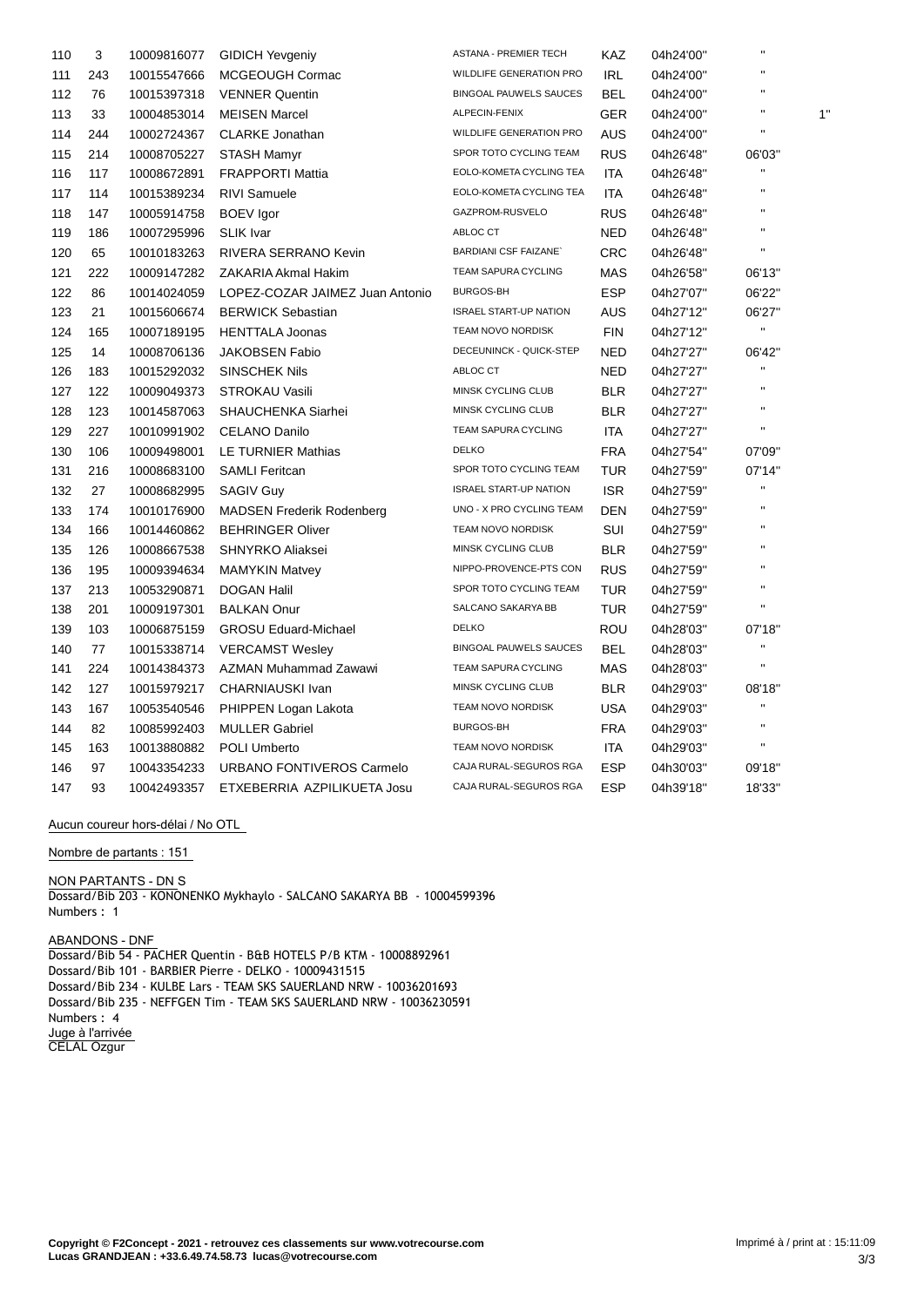| 110 | 3 | 10009816077 | GIDICH Yevgeniy | ASTANA - PREMIER TECH | KAZ | 04h24'00'' | '' | |
|---|---|---|---|---|---|---|---|---|
| 111 | 243 | 10015547666 | MCGEOUGH Cormac | WILDLIFE GENERATION PRO | IRL | 04h24'00'' | '' | |
| 112 | 76 | 10015397318 | VENNER Quentin | BINGOAL PAUWELS SAUCES | BEL | 04h24'00'' | '' | |
| 113 | 33 | 10004853014 | MEISEN Marcel | ALPECIN-FENIX | GER | 04h24'00'' | '' | 1'' |
| 114 | 244 | 10002724367 | CLARKE Jonathan | WILDLIFE GENERATION PRO | AUS | 04h24'00'' | '' | |
| 115 | 214 | 10008705227 | STASH Mamyr | SPOR TOTO CYCLING TEAM | RUS | 04h26'48'' | 06'03'' | |
| 116 | 117 | 10008672891 | FRAPPORTI Mattia | EOLO-KOMETA CYCLING TEA | ITA | 04h26'48'' | '' | |
| 117 | 114 | 10015389234 | RIVI Samuele | EOLO-KOMETA CYCLING TEA | ITA | 04h26'48'' | '' | |
| 118 | 147 | 10005914758 | BOEV Igor | GAZPROM-RUSVELO | RUS | 04h26'48'' | '' | |
| 119 | 186 | 10007295996 | SLIK Ivar | ABLOC CT | NED | 04h26'48'' | '' | |
| 120 | 65 | 10010183263 | RIVERA SERRANO Kevin | BARDIANI CSF FAIZANE` | CRC | 04h26'48'' | '' | |
| 121 | 222 | 10009147282 | ZAKARIA Akmal Hakim | TEAM SAPURA CYCLING | MAS | 04h26'58'' | 06'13'' | |
| 122 | 86 | 10014024059 | LOPEZ-COZAR JAIMEZ Juan Antonio | BURGOS-BH | ESP | 04h27'07'' | 06'22'' | |
| 123 | 21 | 10015606674 | BERWICK Sebastian | ISRAEL START-UP NATION | AUS | 04h27'12'' | 06'27'' | |
| 124 | 165 | 10007189195 | HENTTALA Joonas | TEAM NOVO NORDISK | FIN | 04h27'12'' | '' | |
| 125 | 14 | 10008706136 | JAKOBSEN Fabio | DECEUNINCK - QUICK-STEP | NED | 04h27'27'' | 06'42'' | |
| 126 | 183 | 10015292032 | SINSCHEK Nils | ABLOC CT | NED | 04h27'27'' | '' | |
| 127 | 122 | 10009049373 | STROKAU Vasili | MINSK CYCLING CLUB | BLR | 04h27'27'' | '' | |
| 128 | 123 | 10014587063 | SHAUCHENKA Siarhei | MINSK CYCLING CLUB | BLR | 04h27'27'' | '' | |
| 129 | 227 | 10010991902 | CELANO Danilo | TEAM SAPURA CYCLING | ITA | 04h27'27'' | '' | |
| 130 | 106 | 10009498001 | LE TURNIER Mathias | DELKO | FRA | 04h27'54'' | 07'09'' | |
| 131 | 216 | 10008683100 | SAMLI Feritcan | SPOR TOTO CYCLING TEAM | TUR | 04h27'59'' | 07'14'' | |
| 132 | 27 | 10008682995 | SAGIV Guy | ISRAEL START-UP NATION | ISR | 04h27'59'' | '' | |
| 133 | 174 | 10010176900 | MADSEN Frederik Rodenberg | UNO - X PRO CYCLING TEAM | DEN | 04h27'59'' | '' | |
| 134 | 166 | 10014460862 | BEHRINGER Oliver | TEAM NOVO NORDISK | SUI | 04h27'59'' | '' | |
| 135 | 126 | 10008667538 | SHNYRKO Aliaksei | MINSK CYCLING CLUB | BLR | 04h27'59'' | '' | |
| 136 | 195 | 10009394634 | MAMYKIN Matvey | NIPPO-PROVENCE-PTS CON | RUS | 04h27'59'' | '' | |
| 137 | 213 | 10053290871 | DOGAN Halil | SPOR TOTO CYCLING TEAM | TUR | 04h27'59'' | '' | |
| 138 | 201 | 10009197301 | BALKAN Onur | SALCANO SAKARYA BB | TUR | 04h27'59'' | '' | |
| 139 | 103 | 10006875159 | GROSU Eduard-Michael | DELKO | ROU | 04h28'03'' | 07'18'' | |
| 140 | 77 | 10015338714 | VERCAMST Wesley | BINGOAL PAUWELS SAUCES | BEL | 04h28'03'' | '' | |
| 141 | 224 | 10014384373 | AZMAN Muhammad Zawawi | TEAM SAPURA CYCLING | MAS | 04h28'03'' | '' | |
| 142 | 127 | 10015979217 | CHARNIAUSKI Ivan | MINSK CYCLING CLUB | BLR | 04h29'03'' | 08'18'' | |
| 143 | 167 | 10053540546 | PHIPPEN Logan Lakota | TEAM NOVO NORDISK | USA | 04h29'03'' | '' | |
| 144 | 82 | 10085992403 | MULLER Gabriel | BURGOS-BH | FRA | 04h29'03'' | '' | |
| 145 | 163 | 10013880882 | POLI Umberto | TEAM NOVO NORDISK | ITA | 04h29'03'' | '' | |
| 146 | 97 | 10043354233 | URBANO FONTIVEROS Carmelo | CAJA RURAL-SEGUROS RGA | ESP | 04h30'03'' | 09'18'' | |
| 147 | 93 | 10042493357 | ETXEBERRIA AZPILIKUETA Josu | CAJA RURAL-SEGUROS RGA | ESP | 04h39'18'' | 18'33'' | |

Aucun coureur hors-délai / No OTL

Nombre de partants : 151

NON PARTANTS - DN S
Dossard/Bib 203 - KONONENKO Mykhaylo - SALCANO SAKARYA BB - 10004599396
Numbers : 1

ABANDONS - DNF
Dossard/Bib 54 - PACHER Quentin - B&B HOTELS P/B KTM - 10008892961
Dossard/Bib 101 - BARBIER Pierre - DELKO - 10009431515
Dossard/Bib 234 - KULBE Lars - TEAM SKS SAUERLAND NRW - 10036201693
Dossard/Bib 235 - NEFFGEN Tim - TEAM SKS SAUERLAND NRW - 10036230591
Numbers : 4

Juge à l'arrivée
CELAL Ozgur

**Copyright © F2Concept - 2021 - retrouvez ces classements sur www.votrecourse.com**
**Lucas GRANDJEAN : +33.6.49.74.58.73 lucas@votrecourse.com**

Imprimé à / print at : 15:11:09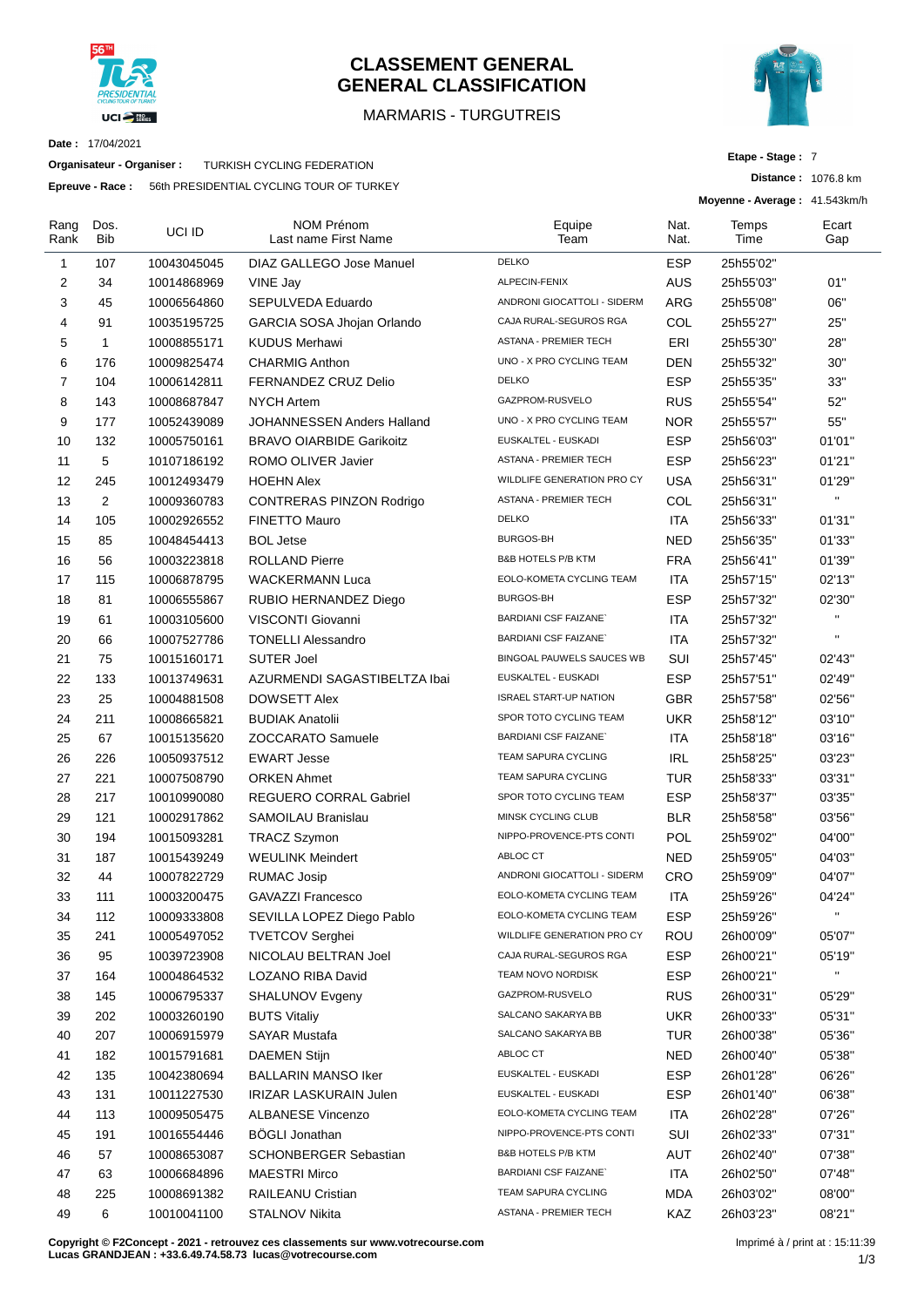# CLASSEMENT GENERAL
# GENERAL CLASSIFICATION

MARMARIS - TURGUTREIS

**Date :** 17/04/2021

**Organisateur - Organiser :** TURKISH CYCLING FEDERATION

**Epreuve - Race :** 56th PRESIDENTIAL CYCLING TOUR OF TURKEY

**Etape - Stage :** 7

**Distance :** 1076.8 km

**Moyenne - Average :** 41.543km/h

| Rang Rank | Dos. Bib | UCI ID | NOM Prénom Last name First Name | Equipe Team | Nat. Nat. | Temps Time | Ecart Gap |
|---|---|---|---|---|---|---|---|
| 1 | 107 | 10043045045 | DIAZ GALLEGO Jose Manuel | DELKO | ESP | 25h55'02'' | |
| 2 | 34 | 10014868969 | VINE Jay | ALPECIN-FENIX | AUS | 25h55'03'' | 01'' |
| 3 | 45 | 10006564860 | SEPULVEDA Eduardo | ANDRONI GIOCATTOLI - SIDERM | ARG | 25h55'08'' | 06'' |
| 4 | 91 | 10035195725 | GARCIA SOSA Jhojan Orlando | CAJA RURAL-SEGUROS RGA | COL | 25h55'27'' | 25'' |
| 5 | 1 | 10008855171 | KUDUS Merhawi | ASTANA - PREMIER TECH | ERI | 25h55'30'' | 28'' |
| 6 | 176 | 10009825474 | CHARMIG Anthon | UNO - X PRO CYCLING TEAM | DEN | 25h55'32'' | 30'' |
| 7 | 104 | 10006142811 | FERNANDEZ CRUZ Delio | DELKO | ESP | 25h55'35'' | 33'' |
| 8 | 143 | 10008687847 | NYCH Artem | GAZPROM-RUSVELO | RUS | 25h55'54'' | 52'' |
| 9 | 177 | 10052439089 | JOHANNESSEN Anders Halland | UNO - X PRO CYCLING TEAM | NOR | 25h55'57'' | 55'' |
| 10 | 132 | 10005750161 | BRAVO OIARBIDE Garikoitz | EUSKALTEL - EUSKADI | ESP | 25h56'03'' | 01'01'' |
| 11 | 5 | 10107186192 | ROMO OLIVER Javier | ASTANA - PREMIER TECH | ESP | 25h56'23'' | 01'21'' |
| 12 | 245 | 10012493479 | HOEHN Alex | WILDLIFE GENERATION PRO CY | USA | 25h56'31'' | 01'29'' |
| 13 | 2 | 10009360783 | CONTRERAS PINZON Rodrigo | ASTANA - PREMIER TECH | COL | 25h56'31'' | '' |
| 14 | 105 | 10002926552 | FINETTO Mauro | DELKO | ITA | 25h56'33'' | 01'31'' |
| 15 | 85 | 10048454413 | BOL Jetse | BURGOS-BH | NED | 25h56'35'' | 01'33'' |
| 16 | 56 | 10003223818 | ROLLAND Pierre | B&B HOTELS P/B KTM | FRA | 25h56'41'' | 01'39'' |
| 17 | 115 | 10006878795 | WACKERMANN Luca | EOLO-KOMETA CYCLING TEAM | ITA | 25h57'15'' | 02'13'' |
| 18 | 81 | 10006555867 | RUBIO HERNANDEZ Diego | BURGOS-BH | ESP | 25h57'32'' | 02'30'' |
| 19 | 61 | 10003105600 | VISCONTI Giovanni | BARDIANI CSF FAIZANE` | ITA | 25h57'32'' | '' |
| 20 | 66 | 10007527786 | TONELLI Alessandro | BARDIANI CSF FAIZANE` | ITA | 25h57'32'' | '' |
| 21 | 75 | 10015160171 | SUTER Joel | BINGOAL PAUWELS SAUCES WB | SUI | 25h57'45'' | 02'43'' |
| 22 | 133 | 10013749631 | AZURMENDI SAGASTIBELTZA Ibai | EUSKALTEL - EUSKADI | ESP | 25h57'51'' | 02'49'' |
| 23 | 25 | 10004881508 | DOWSETT Alex | ISRAEL START-UP NATION | GBR | 25h57'58'' | 02'56'' |
| 24 | 211 | 10008665821 | BUDIAK Anatolii | SPOR TOTO CYCLING TEAM | UKR | 25h58'12'' | 03'10'' |
| 25 | 67 | 10015135620 | ZOCCARATO Samuele | BARDIANI CSF FAIZANE` | ITA | 25h58'18'' | 03'16'' |
| 26 | 226 | 10050937512 | EWART Jesse | TEAM SAPURA CYCLING | IRL | 25h58'25'' | 03'23'' |
| 27 | 221 | 10007508790 | ORKEN Ahmet | TEAM SAPURA CYCLING | TUR | 25h58'33'' | 03'31'' |
| 28 | 217 | 10010990080 | REGUERO CORRAL Gabriel | SPOR TOTO CYCLING TEAM | ESP | 25h58'37'' | 03'35'' |
| 29 | 121 | 10002917862 | SAMOILAU Branislau | MINSK CYCLING CLUB | BLR | 25h58'58'' | 03'56'' |
| 30 | 194 | 10015093281 | TRACZ Szymon | NIPPO-PROVENCE-PTS CONTI | POL | 25h59'02'' | 04'00'' |
| 31 | 187 | 10015439249 | WEULINK Meindert | ABLOC CT | NED | 25h59'05'' | 04'03'' |
| 32 | 44 | 10007822729 | RUMAC Josip | ANDRONI GIOCATTOLI - SIDERM | CRO | 25h59'09'' | 04'07'' |
| 33 | 111 | 10003200475 | GAVAZZI Francesco | EOLO-KOMETA CYCLING TEAM | ITA | 25h59'26'' | 04'24'' |
| 34 | 112 | 10009333808 | SEVILLA LOPEZ Diego Pablo | EOLO-KOMETA CYCLING TEAM | ESP | 25h59'26'' | '' |
| 35 | 241 | 10005497052 | TVETCOV Serghei | WILDLIFE GENERATION PRO CY | ROU | 26h00'09'' | 05'07'' |
| 36 | 95 | 10039723908 | NICOLAU BELTRAN Joel | CAJA RURAL-SEGUROS RGA | ESP | 26h00'21'' | 05'19'' |
| 37 | 164 | 10004864532 | LOZANO RIBA David | TEAM NOVO NORDISK | ESP | 26h00'21'' | '' |
| 38 | 145 | 10006795337 | SHALUNOV Evgeny | GAZPROM-RUSVELO | RUS | 26h00'31'' | 05'29'' |
| 39 | 202 | 10003260190 | BUTS Vitaliy | SALCANO SAKARYA BB | UKR | 26h00'33'' | 05'31'' |
| 40 | 207 | 10006915979 | SAYAR Mustafa | SALCANO SAKARYA BB | TUR | 26h00'38'' | 05'36'' |
| 41 | 182 | 10015791681 | DAEMEN Stijn | ABLOC CT | NED | 26h00'40'' | 05'38'' |
| 42 | 135 | 10042380694 | BALLARIN MANSO Iker | EUSKALTEL - EUSKADI | ESP | 26h01'28'' | 06'26'' |
| 43 | 131 | 10011227530 | IRIZAR LASKURAIN Julen | EUSKALTEL - EUSKADI | ESP | 26h01'40'' | 06'38'' |
| 44 | 113 | 10009505475 | ALBANESE Vincenzo | EOLO-KOMETA CYCLING TEAM | ITA | 26h02'28'' | 07'26'' |
| 45 | 191 | 10016554446 | BÖGLI Jonathan | NIPPO-PROVENCE-PTS CONTI | SUI | 26h02'33'' | 07'31'' |
| 46 | 57 | 10008653087 | SCHONBERGER Sebastian | B&B HOTELS P/B KTM | AUT | 26h02'40'' | 07'38'' |
| 47 | 63 | 10006684896 | MAESTRI Mirco | BARDIANI CSF FAIZANE` | ITA | 26h02'50'' | 07'48'' |
| 48 | 225 | 10008691382 | RAILEANU Cristian | TEAM SAPURA CYCLING | MDA | 26h03'02'' | 08'00'' |
| 49 | 6 | 10010041100 | STALNOV Nikita | ASTANA - PREMIER TECH | KAZ | 26h03'23'' | 08'21'' |

**Copyright © F2Concept - 2021 - retrouvez ces classements sur www.votrecourse.com**
**Lucas GRANDJEAN : +33.6.49.74.58.73 lucas@votrecourse.com**

Imprimé à / print at : 15:11:39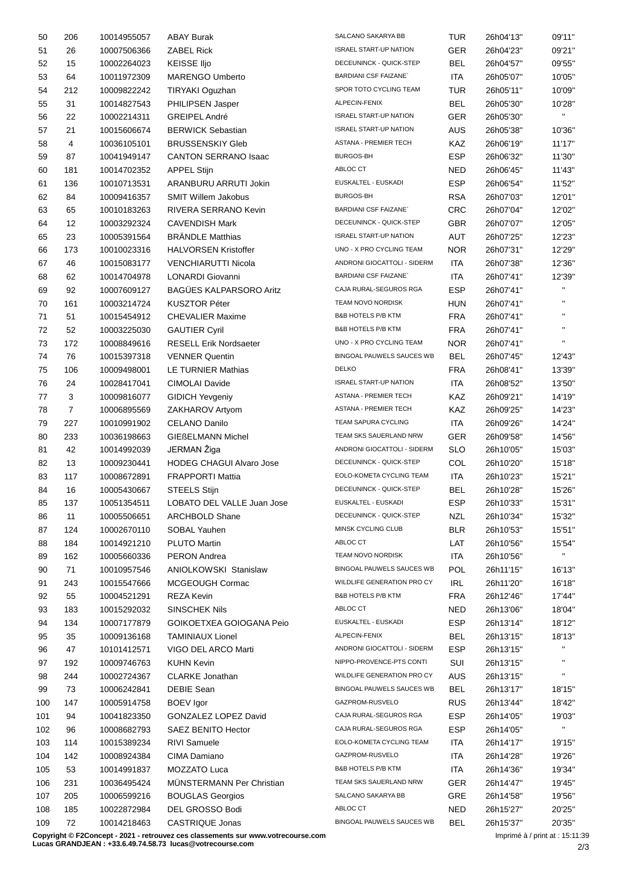| | | | | | | | |
|---|---|---|---|---|---|---|---|
| 50 | 206 | 10014955057 | ABAY Burak | SALCANO SAKARYA BB | TUR | 26h04'13'' | 09'11'' |
| 51 | 26 | 10007506366 | ZABEL Rick | ISRAEL START-UP NATION | GER | 26h04'23'' | 09'21'' |
| 52 | 15 | 10002264023 | KEISSE Iljo | DECEUNINCK - QUICK-STEP | BEL | 26h04'57'' | 09'55'' |
| 53 | 64 | 10011972309 | MARENGO Umberto | BARDIANI CSF FAIZANE` | ITA | 26h05'07'' | 10'05'' |
| 54 | 212 | 10009822242 | TIRYAKI Oguzhan | SPOR TOTO CYCLING TEAM | TUR | 26h05'11'' | 10'09'' |
| 55 | 31 | 10014827543 | PHILIPSEN Jasper | ALPECIN-FENIX | BEL | 26h05'30'' | 10'28'' |
| 56 | 22 | 10002214311 | GREIPEL André | ISRAEL START-UP NATION | GER | 26h05'30'' | '' |
| 57 | 21 | 10015606674 | BERWICK Sebastian | ISRAEL START-UP NATION | AUS | 26h05'38'' | 10'36'' |
| 58 | 4 | 10036105101 | BRUSSENSKIY Gleb | ASTANA - PREMIER TECH | KAZ | 26h06'19'' | 11'17'' |
| 59 | 87 | 10041949147 | CANTON SERRANO Isaac | BURGOS-BH | ESP | 26h06'32'' | 11'30'' |
| 60 | 181 | 10014702352 | APPEL Stijn | ABLOC CT | NED | 26h06'45'' | 11'43'' |
| 61 | 136 | 10010713531 | ARANBURU ARRUTI Jokin | EUSKALTEL - EUSKADI | ESP | 26h06'54'' | 11'52'' |
| 62 | 84 | 10009416357 | SMIT Willem Jakobus | BURGOS-BH | RSA | 26h07'03'' | 12'01'' |
| 63 | 65 | 10010183263 | RIVERA SERRANO Kevin | BARDIANI CSF FAIZANE` | CRC | 26h07'04'' | 12'02'' |
| 64 | 12 | 10003292324 | CAVENDISH Mark | DECEUNINCK - QUICK-STEP | GBR | 26h07'07'' | 12'05'' |
| 65 | 23 | 10005391564 | BRÄNDLE Matthias | ISRAEL START-UP NATION | AUT | 26h07'25'' | 12'23'' |
| 66 | 173 | 10010023316 | HALVORSEN Kristoffer | UNO - X PRO CYCLING TEAM | NOR | 26h07'31'' | 12'29'' |
| 67 | 46 | 10015083177 | VENCHIARUTTI Nicola | ANDRONI GIOCATTOLI - SIDERM | ITA | 26h07'38'' | 12'36'' |
| 68 | 62 | 10014704978 | LONARDI Giovanni | BARDIANI CSF FAIZANE` | ITA | 26h07'41'' | 12'39'' |
| 69 | 92 | 10007609127 | BAGÜES KALPARSORO Aritz | CAJA RURAL-SEGUROS RGA | ESP | 26h07'41'' | '' |
| 70 | 161 | 10003214724 | KUSZTOR Péter | TEAM NOVO NORDISK | HUN | 26h07'41'' | '' |
| 71 | 51 | 10015454912 | CHEVALIER Maxime | B&B HOTELS P/B KTM | FRA | 26h07'41'' | '' |
| 72 | 52 | 10003225030 | GAUTIER Cyril | B&B HOTELS P/B KTM | FRA | 26h07'41'' | '' |
| 73 | 172 | 10008849616 | RESELL Erik Nordsaeter | UNO - X PRO CYCLING TEAM | NOR | 26h07'41'' | '' |
| 74 | 76 | 10015397318 | VENNER Quentin | BINGOAL PAUWELS SAUCES WB | BEL | 26h07'45'' | 12'43'' |
| 75 | 106 | 10009498001 | LE TURNIER Mathias | DELKO | FRA | 26h08'41'' | 13'39'' |
| 76 | 24 | 10028417041 | CIMOLAI Davide | ISRAEL START-UP NATION | ITA | 26h08'52'' | 13'50'' |
| 77 | 3 | 10009816077 | GIDICH Yevgeniy | ASTANA - PREMIER TECH | KAZ | 26h09'21'' | 14'19'' |
| 78 | 7 | 10006895569 | ZAKHAROV Artyom | ASTANA - PREMIER TECH | KAZ | 26h09'25'' | 14'23'' |
| 79 | 227 | 10010991902 | CELANO Danilo | TEAM SAPURA CYCLING | ITA | 26h09'26'' | 14'24'' |
| 80 | 233 | 10036198663 | GIEßELMANN Michel | TEAM SKS SAUERLAND NRW | GER | 26h09'58'' | 14'56'' |
| 81 | 42 | 10014992039 | JERMAN Žiga | ANDRONI GIOCATTOLI - SIDERM | SLO | 26h10'05'' | 15'03'' |
| 82 | 13 | 10009230441 | HODEG CHAGUI Alvaro Jose | DECEUNINCK - QUICK-STEP | COL | 26h10'20'' | 15'18'' |
| 83 | 117 | 10008672891 | FRAPPORTI Mattia | EOLO-KOMETA CYCLING TEAM | ITA | 26h10'23'' | 15'21'' |
| 84 | 16 | 10005430667 | STEELS Stijn | DECEUNINCK - QUICK-STEP | BEL | 26h10'28'' | 15'26'' |
| 85 | 137 | 10051354511 | LOBATO DEL VALLE Juan Jose | EUSKALTEL - EUSKADI | ESP | 26h10'33'' | 15'31'' |
| 86 | 11 | 10005506651 | ARCHBOLD Shane | DECEUNINCK - QUICK-STEP | NZL | 26h10'34'' | 15'32'' |
| 87 | 124 | 10002670110 | SOBAL Yauhen | MINSK CYCLING CLUB | BLR | 26h10'53'' | 15'51'' |
| 88 | 184 | 10014921210 | PLUTO Martin | ABLOC CT | LAT | 26h10'56'' | 15'54'' |
| 89 | 162 | 10005660336 | PERON Andrea | TEAM NOVO NORDISK | ITA | 26h10'56'' | '' |
| 90 | 71 | 10010957546 | ANIOLKOWSKI Stanislaw | BINGOAL PAUWELS SAUCES WB | POL | 26h11'15'' | 16'13'' |
| 91 | 243 | 10015547666 | MCGEOUGH Cormac | WILDLIFE GENERATION PRO CY | IRL | 26h11'20'' | 16'18'' |
| 92 | 55 | 10004521291 | REZA Kevin | B&B HOTELS P/B KTM | FRA | 26h12'46'' | 17'44'' |
| 93 | 183 | 10015292032 | SINSCHEK Nils | ABLOC CT | NED | 26h13'06'' | 18'04'' |
| 94 | 134 | 10007177879 | GOIKOETXEA GOIOGANA Peio | EUSKALTEL - EUSKADI | ESP | 26h13'14'' | 18'12'' |
| 95 | 35 | 10009136168 | TAMINIAUX Lionel | ALPECIN-FENIX | BEL | 26h13'15'' | 18'13'' |
| 96 | 47 | 10101412571 | VIGO DEL ARCO Marti | ANDRONI GIOCATTOLI - SIDERM | ESP | 26h13'15'' | '' |
| 97 | 192 | 10009746763 | KUHN Kevin | NIPPO-PROVENCE-PTS CONTI | SUI | 26h13'15'' | '' |
| 98 | 244 | 10002724367 | CLARKE Jonathan | WILDLIFE GENERATION PRO CY | AUS | 26h13'15'' | '' |
| 99 | 73 | 10006242841 | DEBIE Sean | BINGOAL PAUWELS SAUCES WB | BEL | 26h13'17'' | 18'15'' |
| 100 | 147 | 10005914758 | BOEV Igor | GAZPROM-RUSVELO | RUS | 26h13'44'' | 18'42'' |
| 101 | 94 | 10041823350 | GONZALEZ LOPEZ David | CAJA RURAL-SEGUROS RGA | ESP | 26h14'05'' | 19'03'' |
| 102 | 96 | 10008682793 | SAEZ BENITO Hector | CAJA RURAL-SEGUROS RGA | ESP | 26h14'05'' | '' |
| 103 | 114 | 10015389234 | RIVI Samuele | EOLO-KOMETA CYCLING TEAM | ITA | 26h14'17'' | 19'15'' |
| 104 | 142 | 10008924384 | CIMA Damiano | GAZPROM-RUSVELO | ITA | 26h14'28'' | 19'26'' |
| 105 | 53 | 10014991837 | MOZZATO Luca | B&B HOTELS P/B KTM | ITA | 26h14'36'' | 19'34'' |
| 106 | 231 | 10036495424 | MÜNSTERMANN Per Christian | TEAM SKS SAUERLAND NRW | GER | 26h14'47'' | 19'45'' |
| 107 | 205 | 10006599216 | BOUGLAS Georgios | SALCANO SAKARYA BB | GRE | 26h14'58'' | 19'56'' |
| 108 | 185 | 10022872984 | DEL GROSSO Bodi | ABLOC CT | NED | 26h15'27'' | 20'25'' |
| 109 | 72 | 10014218463 | CASTRIQUE Jonas | BINGOAL PAUWELS SAUCES WB | BEL | 26h15'37'' | 20'35'' |

**Copyright © F2Concept - 2021 - retrouvez ces classements sur www.votrecourse.com**
**Lucas GRANDJEAN : +33.6.49.74.58.73 lucas@votrecourse.com**

Imprimé à / print at : 15:11:39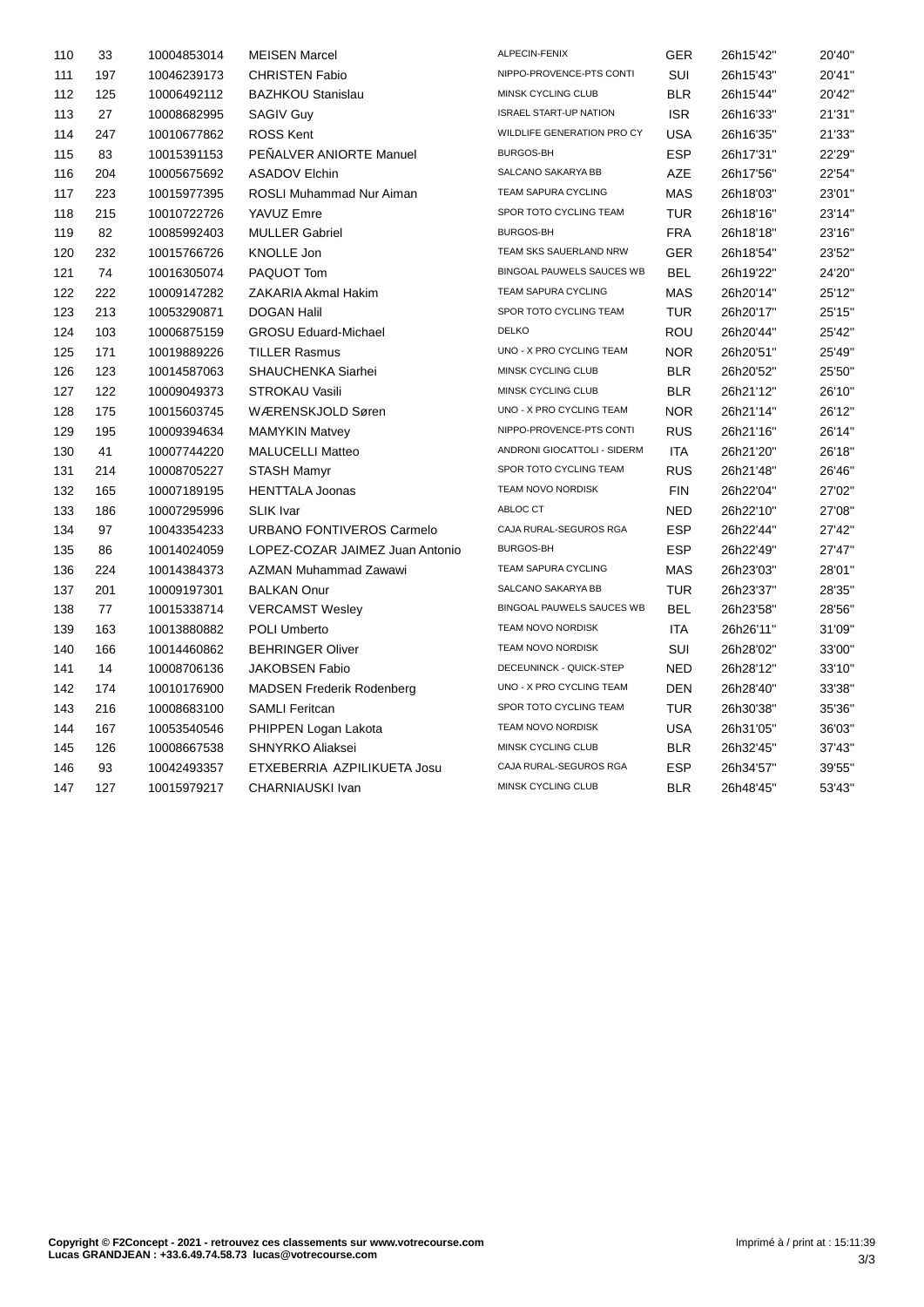| | | | | | | | |
|---|---|---|---|---|---|---|---|
| 110 | 33 | 10004853014 | MEISEN Marcel | ALPECIN-FENIX | GER | 26h15'42'' | 20'40'' |
| 111 | 197 | 10046239173 | CHRISTEN Fabio | NIPPO-PROVENCE-PTS CONTI | SUI | 26h15'43'' | 20'41'' |
| 112 | 125 | 10006492112 | BAZHKOU Stanislau | MINSK CYCLING CLUB | BLR | 26h15'44'' | 20'42'' |
| 113 | 27 | 10008682995 | SAGIV Guy | ISRAEL START-UP NATION | ISR | 26h16'33'' | 21'31'' |
| 114 | 247 | 10010677862 | ROSS Kent | WILDLIFE GENERATION PRO CY | USA | 26h16'35'' | 21'33'' |
| 115 | 83 | 10015391153 | PEÑALVER ANIORTE Manuel | BURGOS-BH | ESP | 26h17'31'' | 22'29'' |
| 116 | 204 | 10005675692 | ASADOV Elchin | SALCANO SAKARYA BB | AZE | 26h17'56'' | 22'54'' |
| 117 | 223 | 10015977395 | ROSLI Muhammad Nur Aiman | TEAM SAPURA CYCLING | MAS | 26h18'03'' | 23'01'' |
| 118 | 215 | 10010722726 | YAVUZ Emre | SPOR TOTO CYCLING TEAM | TUR | 26h18'16'' | 23'14'' |
| 119 | 82 | 10085992403 | MULLER Gabriel | BURGOS-BH | FRA | 26h18'18'' | 23'16'' |
| 120 | 232 | 10015766726 | KNOLLE Jon | TEAM SKS SAUERLAND NRW | GER | 26h18'54'' | 23'52'' |
| 121 | 74 | 10016305074 | PAQUOT Tom | BINGOAL PAUWELS SAUCES WB | BEL | 26h19'22'' | 24'20'' |
| 122 | 222 | 10009147282 | ZAKARIA Akmal Hakim | TEAM SAPURA CYCLING | MAS | 26h20'14'' | 25'12'' |
| 123 | 213 | 10053290871 | DOGAN Halil | SPOR TOTO CYCLING TEAM | TUR | 26h20'17'' | 25'15'' |
| 124 | 103 | 10006875159 | GROSU Eduard-Michael | DELKO | ROU | 26h20'44'' | 25'42'' |
| 125 | 171 | 10019889226 | TILLER Rasmus | UNO - X PRO CYCLING TEAM | NOR | 26h20'51'' | 25'49'' |
| 126 | 123 | 10014587063 | SHAUCHENKA Siarhei | MINSK CYCLING CLUB | BLR | 26h20'52'' | 25'50'' |
| 127 | 122 | 10009049373 | STROKAU Vasili | MINSK CYCLING CLUB | BLR | 26h21'12'' | 26'10'' |
| 128 | 175 | 10015603745 | WÆRENSKJOLD Søren | UNO - X PRO CYCLING TEAM | NOR | 26h21'14'' | 26'12'' |
| 129 | 195 | 10009394634 | MAMYKIN Matvey | NIPPO-PROVENCE-PTS CONTI | RUS | 26h21'16'' | 26'14'' |
| 130 | 41 | 10007744220 | MALUCELLI Matteo | ANDRONI GIOCATTOLI - SIDERM | ITA | 26h21'20'' | 26'18'' |
| 131 | 214 | 10008705227 | STASH Mamyr | SPOR TOTO CYCLING TEAM | RUS | 26h21'48'' | 26'46'' |
| 132 | 165 | 10007189195 | HENTTALA Joonas | TEAM NOVO NORDISK | FIN | 26h22'04'' | 27'02'' |
| 133 | 186 | 10007295996 | SLIK Ivar | ABLOC CT | NED | 26h22'10'' | 27'08'' |
| 134 | 97 | 10043354233 | URBANO FONTIVEROS Carmelo | CAJA RURAL-SEGUROS RGA | ESP | 26h22'44'' | 27'42'' |
| 135 | 86 | 10014024059 | LOPEZ-COZAR JAIMEZ Juan Antonio | BURGOS-BH | ESP | 26h22'49'' | 27'47'' |
| 136 | 224 | 10014384373 | AZMAN Muhammad Zawawi | TEAM SAPURA CYCLING | MAS | 26h23'03'' | 28'01'' |
| 137 | 201 | 10009197301 | BALKAN Onur | SALCANO SAKARYA BB | TUR | 26h23'37'' | 28'35'' |
| 138 | 77 | 10015338714 | VERCAMST Wesley | BINGOAL PAUWELS SAUCES WB | BEL | 26h23'58'' | 28'56'' |
| 139 | 163 | 10013880882 | POLI Umberto | TEAM NOVO NORDISK | ITA | 26h26'11'' | 31'09'' |
| 140 | 166 | 10014460862 | BEHRINGER Oliver | TEAM NOVO NORDISK | SUI | 26h28'02'' | 33'00'' |
| 141 | 14 | 10008706136 | JAKOBSEN Fabio | DECEUNINCK - QUICK-STEP | NED | 26h28'12'' | 33'10'' |
| 142 | 174 | 10010176900 | MADSEN Frederik Rodenberg | UNO - X PRO CYCLING TEAM | DEN | 26h28'40'' | 33'38'' |
| 143 | 216 | 10008683100 | SAMLI Feritcan | SPOR TOTO CYCLING TEAM | TUR | 26h30'38'' | 35'36'' |
| 144 | 167 | 10053540546 | PHIPPEN Logan Lakota | TEAM NOVO NORDISK | USA | 26h31'05'' | 36'03'' |
| 145 | 126 | 10008667538 | SHNYRKO Aliaksei | MINSK CYCLING CLUB | BLR | 26h32'45'' | 37'43'' |
| 146 | 93 | 10042493357 | ETXEBERRIA AZPILIKUETA Josu | CAJA RURAL-SEGUROS RGA | ESP | 26h34'57'' | 39'55'' |
| 147 | 127 | 10015979217 | CHARNIAUSKI Ivan | MINSK CYCLING CLUB | BLR | 26h48'45'' | 53'43'' |

**Copyright © F2Concept - 2021 - retrouvez ces classements sur www.votrecourse.com**
**Lucas GRANDJEAN : +33.6.49.74.58.73 lucas@votrecourse.com**

Imprimé à / print at : 15:11:39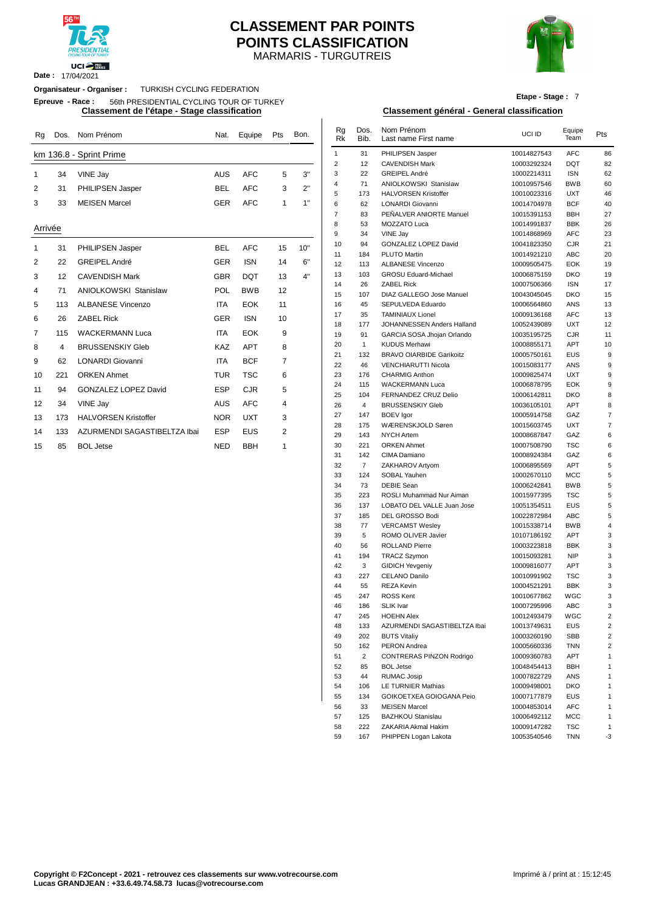# CLASSEMENT PAR POINTS
# POINTS CLASSIFICATION

MARMARIS - TURGUTREIS

**Date :** 17/04/2021

**Organisateur - Organiser :** TURKISH CYCLING FEDERATION

**Epreuve - Race :** 56th PRESIDENTIAL CYCLING TOUR OF TURKEY

**Etape - Stage :** 7

## Classement de l'étape - Stage classification

km 136.8 - Sprint Prime

| Rg | Dos. | Nom Prénom | Nat. | Equipe | Pts | Bon. |
|---|---|---|---|---|---|---|
| 1 | 34 | VINE Jay | AUS | AFC | 5 | 3" |
| 2 | 31 | PHILIPSEN Jasper | BEL | AFC | 3 | 2" |
| 3 | 33 | MEISEN Marcel | GER | AFC | 1 | 1" |

Arrivée

| Rg | Dos. | Nom Prénom | Nat. | Equipe | Pts | Bon. |
|---|---|---|---|---|---|---|
| 1 | 31 | PHILIPSEN Jasper | BEL | AFC | 15 | 10" |
| 2 | 22 | GREIPEL André | GER | ISN | 14 | 6" |
| 3 | 12 | CAVENDISH Mark | GBR | DQT | 13 | 4" |
| 4 | 71 | ANIOLKOWSKI Stanislaw | POL | BWB | 12 | |
| 5 | 113 | ALBANESE Vincenzo | ITA | EOK | 11 | |
| 6 | 26 | ZABEL Rick | GER | ISN | 10 | |
| 7 | 115 | WACKERMANN Luca | ITA | EOK | 9 | |
| 8 | 4 | BRUSSENSKIY Gleb | KAZ | APT | 8 | |
| 9 | 62 | LONARDI Giovanni | ITA | BCF | 7 | |
| 10 | 221 | ORKEN Ahmet | TUR | TSC | 6 | |
| 11 | 94 | GONZALEZ LOPEZ David | ESP | CJR | 5 | |
| 12 | 34 | VINE Jay | AUS | AFC | 4 | |
| 13 | 173 | HALVORSEN Kristoffer | NOR | UXT | 3 | |
| 14 | 133 | AZURMENDI SAGASTIBELTZA Ibai | ESP | EUS | 2 | |
| 15 | 85 | BOL Jetse | NED | BBH | 1 | |

## Classement général - General classification

| Rg Rk | Dos. Bib. | Nom Prénom Last name First name | UCI ID | Equipe Team | Pts |
|---|---|---|---|---|---|
| 1 | 31 | PHILIPSEN Jasper | 10014827543 | AFC | 86 |
| 2 | 12 | CAVENDISH Mark | 10003292324 | DQT | 82 |
| 3 | 22 | GREIPEL André | 10002214311 | ISN | 62 |
| 4 | 71 | ANIOLKOWSKI Stanislaw | 10010957546 | BWB | 60 |
| 5 | 173 | HALVORSEN Kristoffer | 10010023316 | UXT | 46 |
| 6 | 62 | LONARDI Giovanni | 10014704978 | BCF | 40 |
| 7 | 83 | PEÑALVER ANIORTE Manuel | 10015391153 | BBH | 27 |
| 8 | 53 | MOZZATO Luca | 10014991837 | BBK | 26 |
| 9 | 34 | VINE Jay | 10014868969 | AFC | 23 |
| 10 | 94 | GONZALEZ LOPEZ David | 10041823350 | CJR | 21 |
| 11 | 184 | PLUTO Martin | 10014921210 | ABC | 20 |
| 12 | 113 | ALBANESE Vincenzo | 10009505475 | EOK | 19 |
| 13 | 103 | GROSU Eduard-Michael | 10006875159 | DKO | 19 |
| 14 | 26 | ZABEL Rick | 10007506366 | ISN | 17 |
| 15 | 107 | DIAZ GALLEGO Jose Manuel | 10043045045 | DKO | 15 |
| 16 | 45 | SEPULVEDA Eduardo | 10006564860 | ANS | 13 |
| 17 | 35 | TAMINIAUX Lionel | 10009136168 | AFC | 13 |
| 18 | 177 | JOHANNESSEN Anders Halland | 10052439089 | UXT | 12 |
| 19 | 91 | GARCIA SOSA Jhojan Orlando | 10035195725 | CJR | 11 |
| 20 | 1 | KUDUS Merhawi | 10008855171 | APT | 10 |
| 21 | 132 | BRAVO OIARBIDE Garikoitz | 10005750161 | EUS | 9 |
| 22 | 46 | VENCHIARUTTI Nicola | 10015083177 | ANS | 9 |
| 23 | 176 | CHARMIG Anthon | 10009825474 | UXT | 9 |
| 24 | 115 | WACKERMANN Luca | 10006878795 | EOK | 9 |
| 25 | 104 | FERNANDEZ CRUZ Delio | 10006142811 | DKO | 8 |
| 26 | 4 | BRUSSENSKIY Gleb | 10036105101 | APT | 8 |
| 27 | 147 | BOEV Igor | 10005914758 | GAZ | 7 |
| 28 | 175 | WÆRENSKJOLD Søren | 10015603745 | UXT | 7 |
| 29 | 143 | NYCH Artem | 10008687847 | GAZ | 6 |
| 30 | 221 | ORKEN Ahmet | 10007508790 | TSC | 6 |
| 31 | 142 | CIMA Damiano | 10008924384 | GAZ | 6 |
| 32 | 7 | ZAKHAROV Artyom | 10006895569 | APT | 5 |
| 33 | 124 | SOBAL Yauhen | 10002670110 | MCC | 5 |
| 34 | 73 | DEBIE Sean | 10006242841 | BWB | 5 |
| 35 | 223 | ROSLI Muhammad Nur Aiman | 10015977395 | TSC | 5 |
| 36 | 137 | LOBATO DEL VALLE Juan Jose | 10051354511 | EUS | 5 |
| 37 | 185 | DEL GROSSO Bodi | 10022872984 | ABC | 5 |
| 38 | 77 | VERCAMST Wesley | 10015338714 | BWB | 4 |
| 39 | 5 | ROMO OLIVER Javier | 10107186192 | APT | 3 |
| 40 | 56 | ROLLAND Pierre | 10003223818 | BBK | 3 |
| 41 | 194 | TRACZ Szymon | 10015093281 | NIP | 3 |
| 42 | 3 | GIDICH Yevgeniy | 10009816077 | APT | 3 |
| 43 | 227 | CELANO Danilo | 10010991902 | TSC | 3 |
| 44 | 55 | REZA Kevin | 10004521291 | BBK | 3 |
| 45 | 247 | ROSS Kent | 10010677862 | WGC | 3 |
| 46 | 186 | SLIK Ivar | 10007295996 | ABC | 3 |
| 47 | 245 | HOEHN Alex | 10012493479 | WGC | 2 |
| 48 | 133 | AZURMENDI SAGASTIBELTZA Ibai | 10013749631 | EUS | 2 |
| 49 | 202 | BUTS Vitaliy | 10003260190 | SBB | 2 |
| 50 | 162 | PERON Andrea | 10005660336 | TNN | 2 |
| 51 | 2 | CONTRERAS PINZON Rodrigo | 10009360783 | APT | 1 |
| 52 | 85 | BOL Jetse | 10048454413 | BBH | 1 |
| 53 | 44 | RUMAC Josip | 10007822729 | ANS | 1 |
| 54 | 106 | LE TURNIER Mathias | 10009498001 | DKO | 1 |
| 55 | 134 | GOIKOETXEA GOIOGANA Peio | 10007177879 | EUS | 1 |
| 56 | 33 | MEISEN Marcel | 10004853014 | AFC | 1 |
| 57 | 125 | BAZHKOU Stanislau | 10006492112 | MCC | 1 |
| 58 | 222 | ZAKARIA Akmal Hakim | 10009147282 | TSC | 1 |
| 59 | 167 | PHIPPEN Logan Lakota | 10053540546 | TNN | -3 |

**Copyright © F2Concept - 2021 - retrouvez ces classements sur www.votrecourse.com**
**Lucas GRANDJEAN : +33.6.49.74.58.73 lucas@votrecourse.com**

Imprimé à / print at : 15:12:45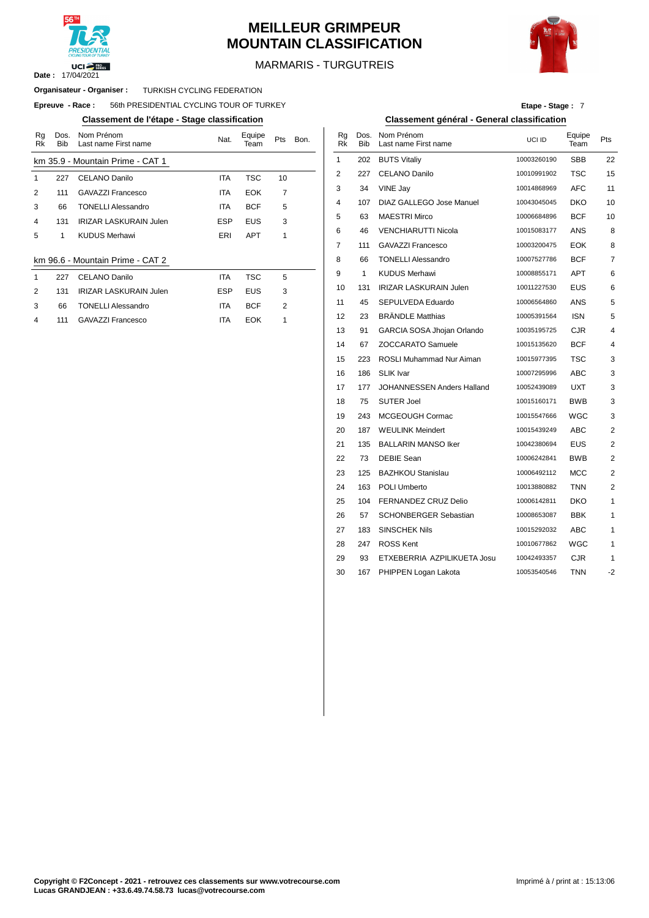# MEILLEUR GRIMPEUR
# MOUNTAIN CLASSIFICATION

MARMARIS - TURGUTREIS

**Date :** 17/04/2021

**Organisateur - Organiser :** TURKISH CYCLING FEDERATION

**Epreuve - Race :** 56th PRESIDENTIAL CYCLING TOUR OF TURKEY

**Etape - Stage :** 7

## Classement de l'étape - Stage classification

**km 35.9 - Mountain Prime - CAT 1**

| Rg Rk | Dos. Bib | Nom Prénom Last name First name | Nat. | Equipe Team | Pts | Bon. |
|---|---|---|---|---|---|---|
| 1 | 227 | CELANO Danilo | ITA | TSC | 10 | |
| 2 | 111 | GAVAZZI Francesco | ITA | EOK | 7 | |
| 3 | 66 | TONELLI Alessandro | ITA | BCF | 5 | |
| 4 | 131 | IRIZAR LASKURAIN Julen | ESP | EUS | 3 | |
| 5 | 1 | KUDUS Merhawi | ERI | APT | 1 | |

**km 96.6 - Mountain Prime - CAT 2**

| Rg Rk | Dos. Bib | Nom Prénom Last name First name | Nat. | Equipe Team | Pts | Bon. |
|---|---|---|---|---|---|---|
| 1 | 227 | CELANO Danilo | ITA | TSC | 5 | |
| 2 | 131 | IRIZAR LASKURAIN Julen | ESP | EUS | 3 | |
| 3 | 66 | TONELLI Alessandro | ITA | BCF | 2 | |
| 4 | 111 | GAVAZZI Francesco | ITA | EOK | 1 | |

## Classement général - General classification

| Rg Rk | Dos. Bib | Nom Prénom Last name First name | UCI ID | Equipe Team | Pts |
|---|---|---|---|---|---|
| 1 | 202 | BUTS Vitaliy | 10003260190 | SBB | 22 |
| 2 | 227 | CELANO Danilo | 10010991902 | TSC | 15 |
| 3 | 34 | VINE Jay | 10014868969 | AFC | 11 |
| 4 | 107 | DIAZ GALLEGO Jose Manuel | 10043045045 | DKO | 10 |
| 5 | 63 | MAESTRI Mirco | 10006684896 | BCF | 10 |
| 6 | 46 | VENCHIARUTTI Nicola | 10015083177 | ANS | 8 |
| 7 | 111 | GAVAZZI Francesco | 10003200475 | EOK | 8 |
| 8 | 66 | TONELLI Alessandro | 10007527786 | BCF | 7 |
| 9 | 1 | KUDUS Merhawi | 10008855171 | APT | 6 |
| 10 | 131 | IRIZAR LASKURAIN Julen | 10011227530 | EUS | 6 |
| 11 | 45 | SEPULVEDA Eduardo | 10006564860 | ANS | 5 |
| 12 | 23 | BRÄNDLE Matthias | 10005391564 | ISN | 5 |
| 13 | 91 | GARCIA SOSA Jhojan Orlando | 10035195725 | CJR | 4 |
| 14 | 67 | ZOCCARATO Samuele | 10015135620 | BCF | 4 |
| 15 | 223 | ROSLI Muhammad Nur Aiman | 10015977395 | TSC | 3 |
| 16 | 186 | SLIK Ivar | 10007295996 | ABC | 3 |
| 17 | 177 | JOHANNESSEN Anders Halland | 10052439089 | UXT | 3 |
| 18 | 75 | SUTER Joel | 10015160171 | BWB | 3 |
| 19 | 243 | MCGEOUGH Cormac | 10015547666 | WGC | 3 |
| 20 | 187 | WEULINK Meindert | 10015439249 | ABC | 2 |
| 21 | 135 | BALLARIN MANSO Iker | 10042380694 | EUS | 2 |
| 22 | 73 | DEBIE Sean | 10006242841 | BWB | 2 |
| 23 | 125 | BAZHKOU Stanislau | 10006492112 | MCC | 2 |
| 24 | 163 | POLI Umberto | 10013880882 | TNN | 2 |
| 25 | 104 | FERNANDEZ CRUZ Delio | 10006142811 | DKO | 1 |
| 26 | 57 | SCHONBERGER Sebastian | 10008653087 | BBK | 1 |
| 27 | 183 | SINSCHEK Nils | 10015292032 | ABC | 1 |
| 28 | 247 | ROSS Kent | 10010677862 | WGC | 1 |
| 29 | 93 | ETXEBERRIA AZPILIKUETA Josu | 10042493357 | CJR | 1 |
| 30 | 167 | PHIPPEN Logan Lakota | 10053540546 | TNN | -2 |

**Copyright © F2Concept - 2021 - retrouvez ces classements sur www.votrecourse.com**
**Lucas GRANDJEAN : +33.6.49.74.58.73 lucas@votrecourse.com**

Imprimé à / print at : 15:13:06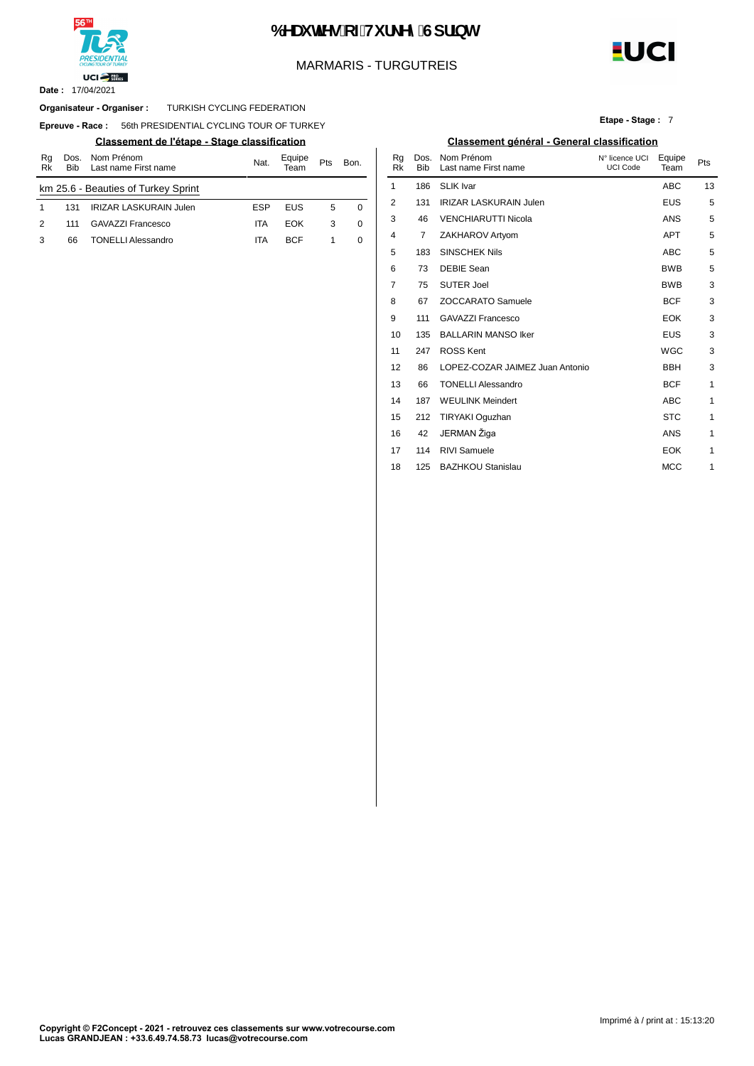# %HDXWLHV RI 7XUNH\ 6SULQW

MARMARIS - TURGUTREIS

**Date :** 17/04/2021

**Organisateur - Organiser :** TURKISH CYCLING FEDERATION

**Epreuve - Race :** 56th PRESIDENTIAL CYCLING TOUR OF TURKEY

**Etape - Stage :** 7

## Classement de l'étape - Stage classification

km 25.6 - Beauties of Turkey Sprint

| Rg Rk | Dos. Bib | Nom Prénom Last name First name | Nat. | Equipe Team | Pts | Bon. |
|---|---|---|---|---|---|---|
| 1 | 131 | IRIZAR LASKURAIN Julen | ESP | EUS | 5 | 0 |
| 2 | 111 | GAVAZZI Francesco | ITA | EOK | 3 | 0 |
| 3 | 66 | TONELLI Alessandro | ITA | BCF | 1 | 0 |

## Classement général - General classification

| Rg Rk | Dos. Bib | Nom Prénom Last name First name | N° licence UCI UCI Code | Equipe Team | Pts |
|---|---|---|---|---|---|
| 1 | 186 | SLIK Ivar | | ABC | 13 |
| 2 | 131 | IRIZAR LASKURAIN Julen | | EUS | 5 |
| 3 | 46 | VENCHIARUTTI Nicola | | ANS | 5 |
| 4 | 7 | ZAKHAROV Artyom | | APT | 5 |
| 5 | 183 | SINSCHEK Nils | | ABC | 5 |
| 6 | 73 | DEBIE Sean | | BWB | 5 |
| 7 | 75 | SUTER Joel | | BWB | 3 |
| 8 | 67 | ZOCCARATO Samuele | | BCF | 3 |
| 9 | 111 | GAVAZZI Francesco | | EOK | 3 |
| 10 | 135 | BALLARIN MANSO Iker | | EUS | 3 |
| 11 | 247 | ROSS Kent | | WGC | 3 |
| 12 | 86 | LOPEZ-COZAR JAIMEZ Juan Antonio | | BBH | 3 |
| 13 | 66 | TONELLI Alessandro | | BCF | 1 |
| 14 | 187 | WEULINK Meindert | | ABC | 1 |
| 15 | 212 | TIRYAKI Oguzhan | | STC | 1 |
| 16 | 42 | JERMAN Žiga | | ANS | 1 |
| 17 | 114 | RIVI Samuele | | EOK | 1 |
| 18 | 125 | BAZHKOU Stanislau | | MCC | 1 |

Imprimé à / print at : 15:13:20

**Copyright © F2Concept - 2021 - retrouvez ces classements sur www.votrecourse.com**
**Lucas GRANDJEAN : +33.6.49.74.58.73 lucas@votrecourse.com**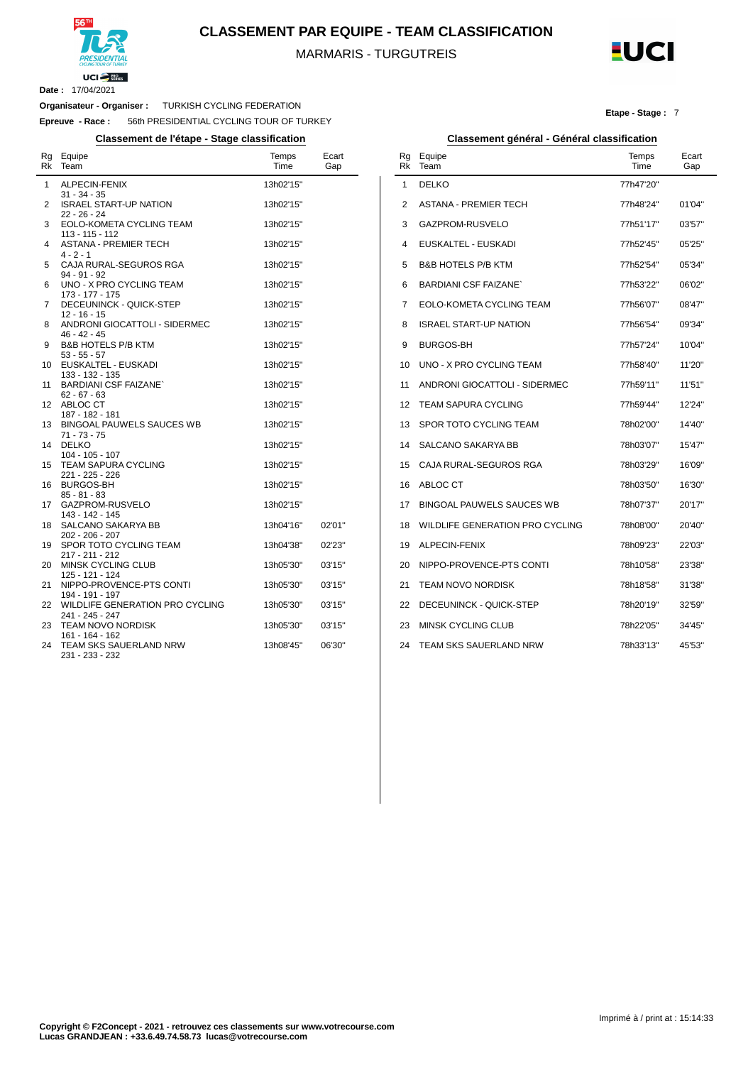# CLASSEMENT PAR EQUIPE - TEAM CLASSIFICATION

MARMARIS - TURGUTREIS

**Date :** 17/04/2021

**Organisateur - Organiser :** TURKISH CYCLING FEDERATION

**Epreuve - Race :** 56th PRESIDENTIAL CYCLING TOUR OF TURKEY

**Etape - Stage :** 7

## Classement de l'étape - Stage classification

| Rg Rk | Equipe Team | Temps Time | Ecart Gap |
|---|---|---|---|
| 1 | ALPECIN-FENIX<br>31 - 34 - 35 | 13h02'15'' | |
| 2 | ISRAEL START-UP NATION<br>22 - 26 - 24 | 13h02'15'' | |
| 3 | EOLO-KOMETA CYCLING TEAM<br>113 - 115 - 112 | 13h02'15'' | |
| 4 | ASTANA - PREMIER TECH<br>4 - 2 - 1 | 13h02'15'' | |
| 5 | CAJA RURAL-SEGUROS RGA<br>94 - 91 - 92 | 13h02'15'' | |
| 6 | UNO - X PRO CYCLING TEAM<br>173 - 177 - 175 | 13h02'15'' | |
| 7 | DECEUNINCK - QUICK-STEP<br>12 - 16 - 15 | 13h02'15'' | |
| 8 | ANDRONI GIOCATTOLI - SIDERMEC<br>46 - 42 - 45 | 13h02'15'' | |
| 9 | B&B HOTELS P/B KTM<br>53 - 55 - 57 | 13h02'15'' | |
| 10 | EUSKALTEL - EUSKADI<br>133 - 132 - 135 | 13h02'15'' | |
| 11 | BARDIANI CSF FAIZANE`<br>62 - 67 - 63 | 13h02'15'' | |
| 12 | ABLOC CT<br>187 - 182 - 181 | 13h02'15'' | |
| 13 | BINGOAL PAUWELS SAUCES WB<br>71 - 73 - 75 | 13h02'15'' | |
| 14 | DELKO<br>104 - 105 - 107 | 13h02'15'' | |
| 15 | TEAM SAPURA CYCLING<br>221 - 225 - 226 | 13h02'15'' | |
| 16 | BURGOS-BH<br>85 - 81 - 83 | 13h02'15'' | |
| 17 | GAZPROM-RUSVELO<br>143 - 142 - 145 | 13h02'15'' | |
| 18 | SALCANO SAKARYA BB<br>202 - 206 - 207 | 13h04'16'' | 02'01'' |
| 19 | SPOR TOTO CYCLING TEAM<br>217 - 211 - 212 | 13h04'38'' | 02'23'' |
| 20 | MINSK CYCLING CLUB<br>125 - 121 - 124 | 13h05'30'' | 03'15'' |
| 21 | NIPPO-PROVENCE-PTS CONTI<br>194 - 191 - 197 | 13h05'30'' | 03'15'' |
| 22 | WILDFLIFE GENERATION PRO CYCLING<br>241 - 245 - 247 | 13h05'30'' | 03'15'' |
| 23 | TEAM NOVO NORDISK<br>161 - 164 - 162 | 13h05'30'' | 03'15'' |
| 24 | TEAM SKS SAUERLAND NRW<br>231 - 233 - 232 | 13h08'45'' | 06'30'' |

## Classement général - Général classification

| Rg Rk | Equipe Team | Temps Time | Ecart Gap |
|---|---|---|---|
| 1 | DELKO | 77h47'20'' | |
| 2 | ASTANA - PREMIER TECH | 77h48'24'' | 01'04'' |
| 3 | GAZPROM-RUSVELO | 77h51'17'' | 03'57'' |
| 4 | EUSKALTEL - EUSKADI | 77h52'45'' | 05'25'' |
| 5 | B&B HOTELS P/B KTM | 77h52'54'' | 05'34'' |
| 6 | BARDIANI CSF FAIZANE` | 77h53'22'' | 06'02'' |
| 7 | EOLO-KOMETA CYCLING TEAM | 77h56'07'' | 08'47'' |
| 8 | ISRAEL START-UP NATION | 77h56'54'' | 09'34'' |
| 9 | BURGOS-BH | 77h57'24'' | 10'04'' |
| 10 | UNO - X PRO CYCLING TEAM | 77h58'40'' | 11'20'' |
| 11 | ANDRONI GIOCATTOLI - SIDERMEC | 77h59'11'' | 11'51'' |
| 12 | TEAM SAPURA CYCLING | 77h59'44'' | 12'24'' |
| 13 | SPOR TOTO CYCLING TEAM | 78h02'00'' | 14'40'' |
| 14 | SALCANO SAKARYA BB | 78h03'07'' | 15'47'' |
| 15 | CAJA RURAL-SEGUROS RGA | 78h03'29'' | 16'09'' |
| 16 | ABLOC CT | 78h03'50'' | 16'30'' |
| 17 | BINGOAL PAUWELS SAUCES WB | 78h07'37'' | 20'17'' |
| 18 | WILDLIFE GENERATION PRO CYCLING | 78h08'00'' | 20'40'' |
| 19 | ALPECIN-FENIX | 78h09'23'' | 22'03'' |
| 20 | NIPPO-PROVENCE-PTS CONTI | 78h10'58'' | 23'38'' |
| 21 | TEAM NOVO NORDISK | 78h18'58'' | 31'38'' |
| 22 | DECEUNINCK - QUICK-STEP | 78h20'19'' | 32'59'' |
| 23 | MINSK CYCLING CLUB | 78h22'05'' | 34'45'' |
| 24 | TEAM SKS SAUERLAND NRW | 78h33'13'' | 45'53'' |

Imprimé à / print at : 15:14:33

**Copyright © F2Concept - 2021 - retrouvez ces classements sur www.votrecourse.com**
**Lucas GRANDJEAN : +33.6.49.74.58.73 lucas@votrecourse.com**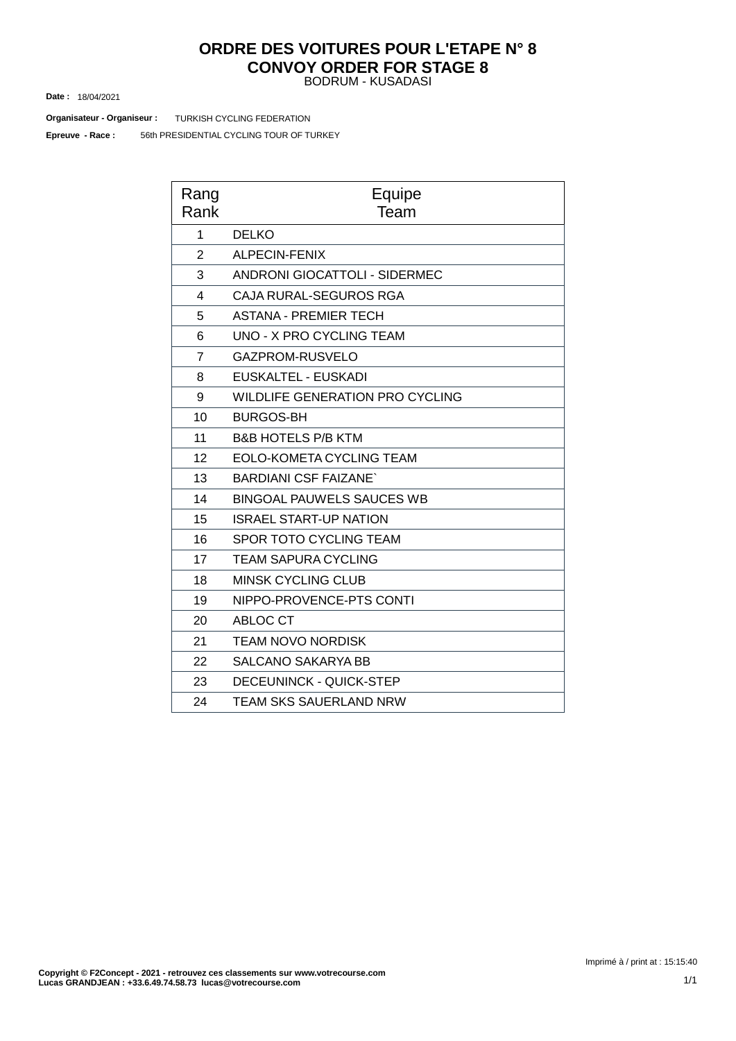# ORDRE DES VOITURES POUR L'ETAPE N° 8
# CONVOY ORDER FOR STAGE 8

BODRUM - KUSADASI

**Date :** 18/04/2021

**Organisateur - Organiseur :** TURKISH CYCLING FEDERATION

**Epreuve - Race :** 56th PRESIDENTIAL CYCLING TOUR OF TURKEY

| Rang Rank | Equipe Team |
|---|---|
| 1 | DELKO |
| 2 | ALPECIN-FENIX |
| 3 | ANDRONI GIOCATTOLI - SIDERMEC |
| 4 | CAJA RURAL-SEGUROS RGA |
| 5 | ASTANA - PREMIER TECH |
| 6 | UNO - X PRO CYCLING TEAM |
| 7 | GAZPROM-RUSVELO |
| 8 | EUSKALTEL - EUSKADI |
| 9 | WILDLIFE GENERATION PRO CYCLING |
| 10 | BURGOS-BH |
| 11 | B&B HOTELS P/B KTM |
| 12 | EOLO-KOMETA CYCLING TEAM |
| 13 | BARDIANI CSF FAIZANE` |
| 14 | BINGOAL PAUWELS SAUCES WB |
| 15 | ISRAEL START-UP NATION |
| 16 | SPOR TOTO CYCLING TEAM |
| 17 | TEAM SAPURA CYCLING |
| 18 | MINSK CYCLING CLUB |
| 19 | NIPPO-PROVENCE-PTS CONTI |
| 20 | ABLOC CT |
| 21 | TEAM NOVO NORDISK |
| 22 | SALCANO SAKARYA BB |
| 23 | DECEUNINCK - QUICK-STEP |
| 24 | TEAM SKS SAUERLAND NRW |

Imprimé à / print at : 15:15:40

**Copyright © F2Concept - 2021 - retrouvez ces classements sur www.votrecourse.com**
**Lucas GRANDJEAN : +33.6.49.74.58.73 lucas@votrecourse.com**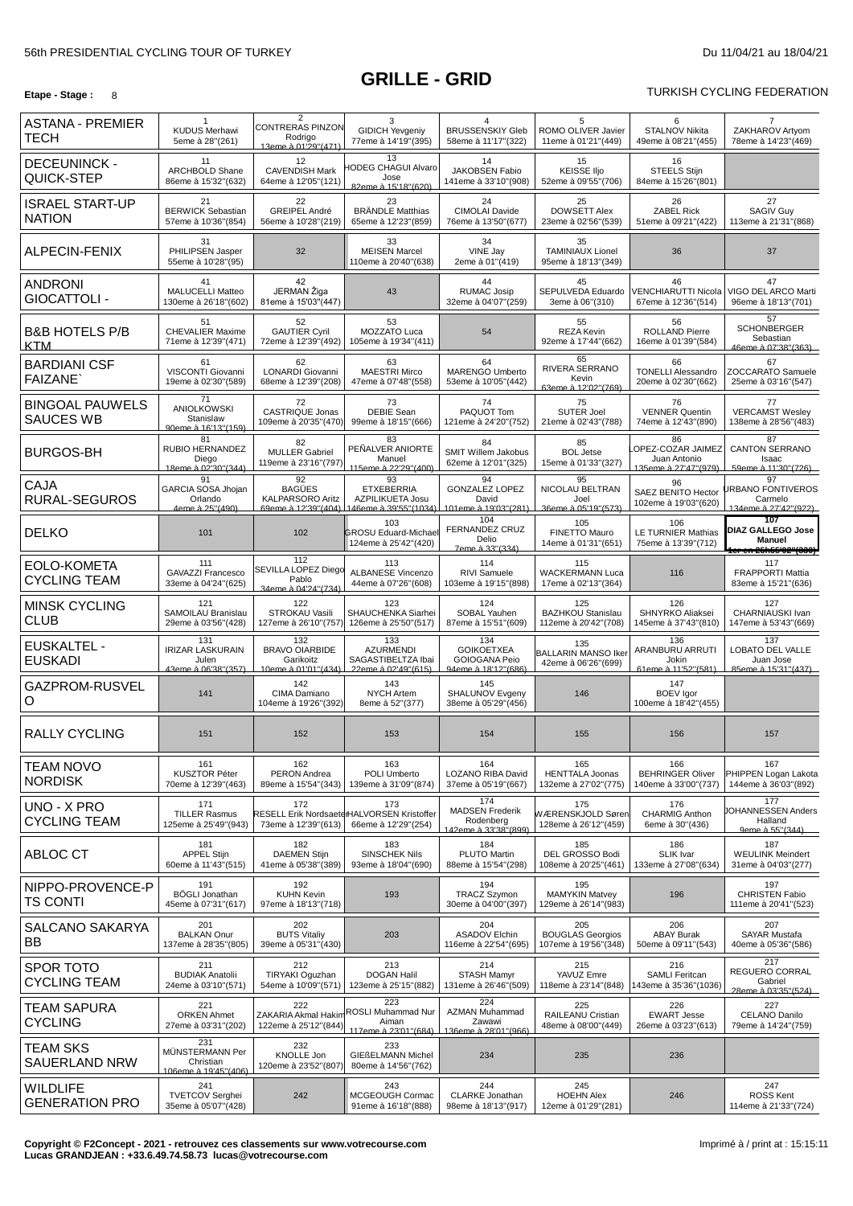56th PRESIDENTIAL CYCLING TOUR OF TURKEY

Du 11/04/21 au 18/04/21

# GRILLE - GRID

**Etape - Stage :** 8

TURKISH CYCLING FEDERATION

| Team | 1 | 2 | 3 | 4 | 5 | 6 | 7 |
|---|---|---|---|---|---|---|---|
| ASTANA - PREMIER TECH | 1 KUDUS Merhawi 5eme à 28"(261) | 2 CONTRERAS PINZON Rodrigo 13eme à 01'29"(471) | 3 GIDICH Yevgeniy 77eme à 14'19"(395) | 4 BRUSSENSKIY Gleb 58eme à 11'17"(322) | 5 ROMO OLIVER Javier 11eme à 01'21"(449) | 6 STALNOV Nikita 49eme à 08'21"(455) | 7 ZAKHAROV Artyom 78eme à 14'23"(469) |
| DECEUNINCK - QUICK-STEP | 11 ARCHBOLD Shane 86eme à 15'32"(632) | 12 CAVENDISH Mark 64eme à 12'05"(121) | 13 HODEG CHAGUI Alvaro Jose 82eme à 15'18"(620) | 14 JAKOBSEN Fabio 141eme à 33'10"(908) | 15 KEISSE Iljo 52eme à 09'55"(706) | 16 STEELS Stijn 84eme à 15'26"(801) | |
| ISRAEL START-UP NATION | 21 BERWICK Sebastian 57eme à 10'36"(854) | 22 GREIPEL André 56eme à 10'28"(219) | 23 BRÄNDLE Matthias 65eme à 12'23"(859) | 24 CIMOLAI Davide 76eme à 13'50"(677) | 25 DOWSETT Alex 23eme à 02'56"(539) | 26 ZABEL Rick 51eme à 09'21"(422) | 27 SAGIV Guy 113eme à 21'31"(868) |
| ALPECIN-FENIX | 31 PHILIPSEN Jasper 55eme à 10'28"(95) | 32 | 33 MEISEN Marcel 110eme à 20'40"(638) | 34 VINE Jay 2eme à 01"(419) | 35 TAMINIAUX Lionel 95eme à 18'13"(349) | 36 | 37 |
| ANDRONI GIOCATTOLI - | 41 MALUCELLI Matteo 130eme à 26'18"(602) | 42 JERMAN Žiga 81eme à 15'03"(447) | 43 | 44 RUMAC Josip 32eme à 04'07"(259) | 45 SEPULVEDA Eduardo 3eme à 06"(310) | 46 VENCHIARUTTI Nicola 67eme à 12'36"(514) | 47 VIGO DEL ARCO Marti 96eme à 18'13"(701) |
| B&B HOTELS P/B KTM | 51 CHEVALIER Maxime 71eme à 12'39"(471) | 52 GAUTIER Cyril 72eme à 12'39"(492) | 53 MOZZATO Luca 105eme à 19'34"(411) | 54 | 55 REZA Kevin 92eme à 17'44"(662) | 56 ROLLAND Pierre 16eme à 01'39"(584) | 57 SCHONBERGER Sebastian 46eme à 07'38"(363) |
| BARDIANI CSF FAIZANE` | 61 VISCONTI Giovanni 19eme à 02'30"(589) | 62 LONARDI Giovanni 68eme à 12'39"(208) | 63 MAESTRI Mirco 47eme à 07'48"(558) | 64 MARENGO Umberto 53eme à 10'05"(442) | 65 RIVERA SERRANO Kevin 63eme à 12'02"(769) | 66 TONELLI Alessandro 20eme à 02'30"(662) | 67 ZOCCARATO Samuele 25eme à 03'16"(547) |
| BINGOAL PAUWELS SAUCES WB | 71 ANIOLKOWSKI Stanislaw 90eme à 16'13"(159) | 72 CASTRIQUE Jonas 109eme à 20'35"(470) | 73 DEBIE Sean 99eme à 18'15"(666) | 74 PAQUOT Tom 121eme à 24'20"(752) | 75 SUTER Joel 21eme à 02'43"(788) | 76 VENNER Quentin 74eme à 12'43"(890) | 77 VERCAMST Wesley 138eme à 28'56"(483) |
| BURGOS-BH | 81 RUBIO HERNANDEZ Diego 18eme à 02'30"(344) | 82 MULLER Gabriel 119eme à 23'16"(797) | 83 PEÑALVER ANIORTE Manuel 115eme à 22'29"(400) | 84 SMIT Willem Jakobus 62eme à 12'01"(325) | 85 BOL Jetse 15eme à 01'33"(327) | 86 LOPEZ-COZAR JAIMEZ Juan Antonio 135eme à 27'47"(979) | 87 CANTON SERRANO Isaac 59eme à 11'30"(726) |
| CAJA RURAL-SEGUROS | 91 GARCIA SOSA Jhojan Orlando 4eme à 25"(490) | 92 BAGÜES KALPARSORO Aritz 69eme à 12'39"(404) | 93 ETXEBERRIA AZPILIKUETA Josu 146eme à 39'55"(1034) | 94 GONZALEZ LOPEZ David 101eme à 19'03"(281) | 95 NICOLAU BELTRAN Joel 36eme à 05'19"(573) | 96 SAEZ BENITO Hector 102eme à 19'03"(620) | 97 URBANO FONTIVEROS Carmelo 134eme à 27'42"(922) |
| DELKO | 101 | 102 | 103 GROSU Eduard-Michael 124eme à 25'42"(420) | 104 FERNANDEZ CRUZ Delio 7eme à 33"(334) | 105 FINETTO Mauro 14eme à 01'31"(651) | 106 LE TURNIER Mathias 75eme à 13'39"(712) | **107 DIAZ GALLEGO Jose Manuel** ~~1er en 25h55'02"(308)~~ |
| EOLO-KOMETA CYCLING TEAM | 111 GAVAZZI Francesco 33eme à 04'24"(625) | 112 SEVILLA LOPEZ Diego Pablo 34eme à 04'24"(734) | 113 ALBANESE Vincenzo 44eme à 07'26"(608) | 114 RIVI Samuele 103eme à 19'15"(898) | 115 WACKERMANN Luca 17eme à 02'13"(364) | 116 | 117 FRAPPORTI Mattia 83eme à 15'21"(636) |
| MINSK CYCLING CLUB | 121 SAMOILAU Branislau 29eme à 03'56"(428) | 122 STROKAU Vasili 127eme à 26'10"(757) | 123 SHAUCHENKA Siarhei 126eme à 25'50"(517) | 124 SOBAL Yauhen 87eme à 15'51"(609) | 125 BAZHKOU Stanislau 112eme à 20'42"(708) | 126 SHNYRKO Aliaksei 145eme à 37'43"(810) | 127 CHARNIAUSKI Ivan 147eme à 53'43"(669) |
| EUSKALTEL - EUSKADI | 131 IRIZAR LASKURAIN Julen 43eme à 06'38"(357) | 132 BRAVO OIARBIDE Garikoitz 10eme à 01'01"(434) | 133 AZURMENDI SAGASTIBELTZA Ibai 22eme à 02'49"(615) | 134 GOIKOETXEA GOIOGANA Peio 94eme à 18'12"(686) | 135 BALLARIN MANSO Iker 42eme à 06'26"(699) | 136 ARANBURU ARRUTI Jokin 61eme à 11'52"(581) | 137 LOBATO DEL VALLE Juan Jose 85eme à 15'31"(437) |
| GAZPROM-RUSVELO | 141 | 142 CIMA Damiano 104eme à 19'26"(392) | 143 NYCH Artem 8eme à 52"(377) | 145 SHALUNOV Evgeny 38eme à 05'29"(456) | 146 | 147 BOEV Igor 100eme à 18'42"(455) | |
| RALLY CYCLING | 151 | 152 | 153 | 154 | 155 | 156 | 157 |
| TEAM NOVO NORDISK | 161 KUSZTOR Péter 70eme à 12'39"(463) | 162 PERON Andrea 89eme à 15'54"(343) | 163 POLI Umberto 139eme à 31'09"(874) | 164 LOZANO RIBA David 37eme à 05'19"(667) | 165 HENTTALA Joonas 132eme à 27'02"(775) | 166 BEHRINGER Oliver 140eme à 33'00"(737) | 167 PHIPPEN Logan Lakota 144eme à 36'03"(892) |
| UNO - X PRO CYCLING TEAM | 171 TILLER Rasmus 125eme à 25'49"(943) | 172 RESELL Erik Nordsaeter 73eme à 12'39"(613) | 173 HALVORSEN Kristoffer 66eme à 12'29"(254) | 174 MADSEN Frederik Rodenberg 142eme à 33'38"(899) | 175 WÆRENSKJOLD Søren 128eme à 26'12"(459) | 176 CHARMIG Anthon 6eme à 30"(436) | 177 JOHANNESSEN Anders Halland 9eme à 55"(344) |
| ABLOC CT | 181 APPEL Stijn 60eme à 11'43"(515) | 182 DAEMEN Stijn 41eme à 05'38"(389) | 183 SINSCHEK Nils 93eme à 18'04"(690) | 184 PLUTO Martin 88eme à 15'54"(298) | 185 DEL GROSSO Bodi 108eme à 20'25"(461) | 186 SLIK Ivar 133eme à 27'08"(634) | 187 WEULINK Meindert 31eme à 04'03"(277) |
| NIPPO-PROVENCE-PTS CONTI | 191 BÖGLI Jonathan 45eme à 07'31"(617) | 192 KUHN Kevin 97eme à 18'13"(718) | 193 | 194 TRACZ Szymon 30eme à 04'00"(397) | 195 MAMYKIN Matvey 129eme à 26'14"(983) | 196 | 197 CHRISTEN Fabio 111eme à 20'41"(523) |
| SALCANO SAKARYA BB | 201 BALKAN Onur 137eme à 28'35"(805) | 202 BUTS Vitaliy 39eme à 05'31"(430) | 203 | 204 ASADOV Elchin 116eme à 22'54"(695) | 205 BOUGLAS Georgios 107eme à 19'56"(348) | 206 ABAY Burak 50eme à 09'11"(543) | 207 SAYAR Mustafa 40eme à 05'36"(586) |
| SPOR TOTO CYCLING TEAM | 211 BUDIAK Anatolii 24eme à 03'10"(571) | 212 TIRYAKI Oguzhan 54eme à 10'09"(571) | 213 DOGAN Halil 123eme à 25'15"(882) | 214 STASH Mamyr 131eme à 26'46"(509) | 215 YAVUZ Emre 118eme à 23'14"(848) | 216 SAMLI Feritcan 143eme à 35'36"(1036) | 217 REGUERO CORRAL Gabriel 28eme à 03'35"(524) |
| TEAM SAPURA CYCLING | 221 ORKEN Ahmet 27eme à 03'31"(202) | 222 ZAKARIA Akmal Hakim 122eme à 25'12"(844) | 223 ROSLI Muhammad Nur Aiman 117eme à 23'01"(684) | 224 AZMAN Muhammad Zawawi 136eme à 28'01"(966) | 225 RAILEANU Cristian 48eme à 08'00"(449) | 226 EWART Jesse 26eme à 03'23"(613) | 227 CELANO Danilo 79eme à 14'24"(759) |
| TEAM SKS SAUERLAND NRW | 231 MÜNSTERMANN Per Christian 106eme à 19'45"(406) | 232 KNOLLE Jon 120eme à 23'52"(807) | 233 GIEßELMANN Michel 80eme à 14'56"(762) | 234 | 235 | 236 | |
| WILDLIFE GENERATION PRO | 241 TVETCOV Serghei 35eme à 05'07"(428) | 242 | 243 MCGEOUGH Cormac 91eme à 16'18"(888) | 244 CLARKE Jonathan 98eme à 18'13"(917) | 245 HOEHN Alex 12eme à 01'29"(281) | 246 | 247 ROSS Kent 114eme à 21'33"(724) |

**Copyright © F2Concept - 2021 - retrouvez ces classements sur www.votrecourse.com**
**Lucas GRANDJEAN : +33.6.49.74.58.73 lucas@votrecourse.com**

Imprimé à / print at : 15:15:11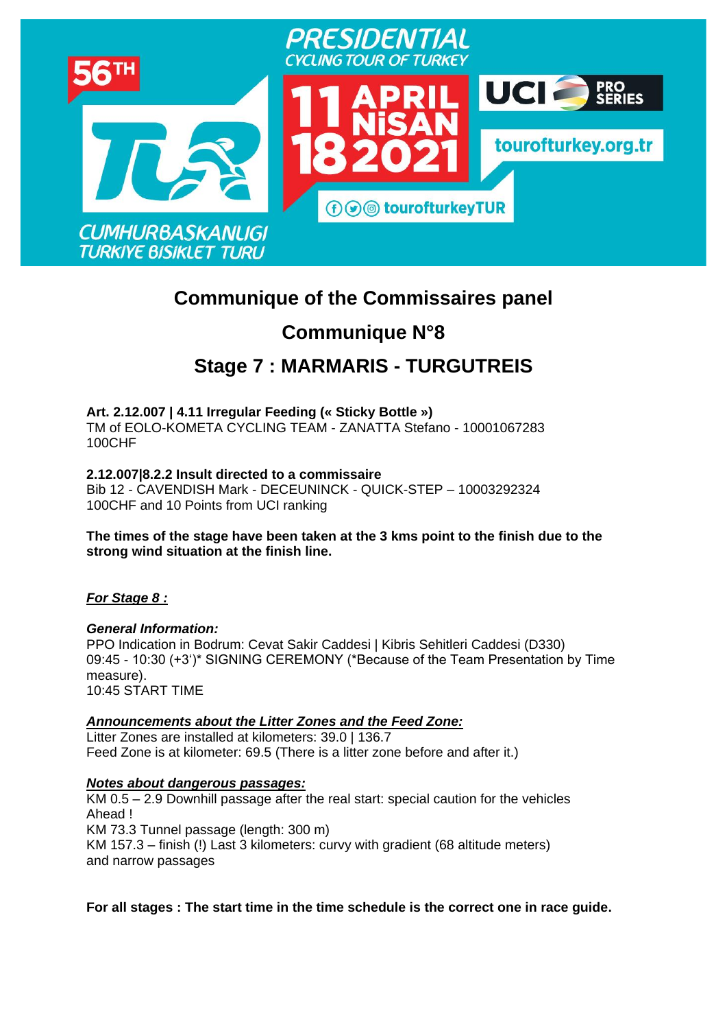PRESIDENTIAL CYCLING TOUR OF TURKEY

56TH

11 APRIL NİSAN 18 2021

UCI PRO SERIES

tourofturkey.org.tr

tourofturkeyTUR

CUMHURBASKANLIGI TURKIYE BISIKLET TURU

# Communique of the Commissaires panel

## Communique N°8

## Stage 7 : MARMARIS - TURGUTREIS

**Art. 2.12.007 | 4.11 Irregular Feeding (« Sticky Bottle »)**
TM of EOLO-KOMETA CYCLING TEAM - ZANATTA Stefano - 10001067283
100CHF

**2.12.007|8.2.2 Insult directed to a commissaire**
Bib 12 - CAVENDISH Mark - DECEUNINCK - QUICK-STEP – 10003292324
100CHF and 10 Points from UCI ranking

**The times of the stage have been taken at the 3 kms point to the finish due to the strong wind situation at the finish line.**

***For Stage 8 :***

***General Information:***
PPO Indication in Bodrum: Cevat Sakir Caddesi | Kibris Sehitleri Caddesi (D330)
09:45 - 10:30 (+3')* SIGNING CEREMONY (*Because of the Team Presentation by Time measure).
10:45 START TIME

***Announcements about the Litter Zones and the Feed Zone:***
Litter Zones are installed at kilometers: 39.0 | 136.7
Feed Zone is at kilometer: 69.5 (There is a litter zone before and after it.)

***Notes about dangerous passages:***
KM 0.5 – 2.9 Downhill passage after the real start: special caution for the vehicles Ahead !
KM 73.3 Tunnel passage (length: 300 m)
KM 157.3 – finish (!) Last 3 kilometers: curvy with gradient (68 altitude meters) and narrow passages

**For all stages : The start time in the time schedule is the correct one in race guide.**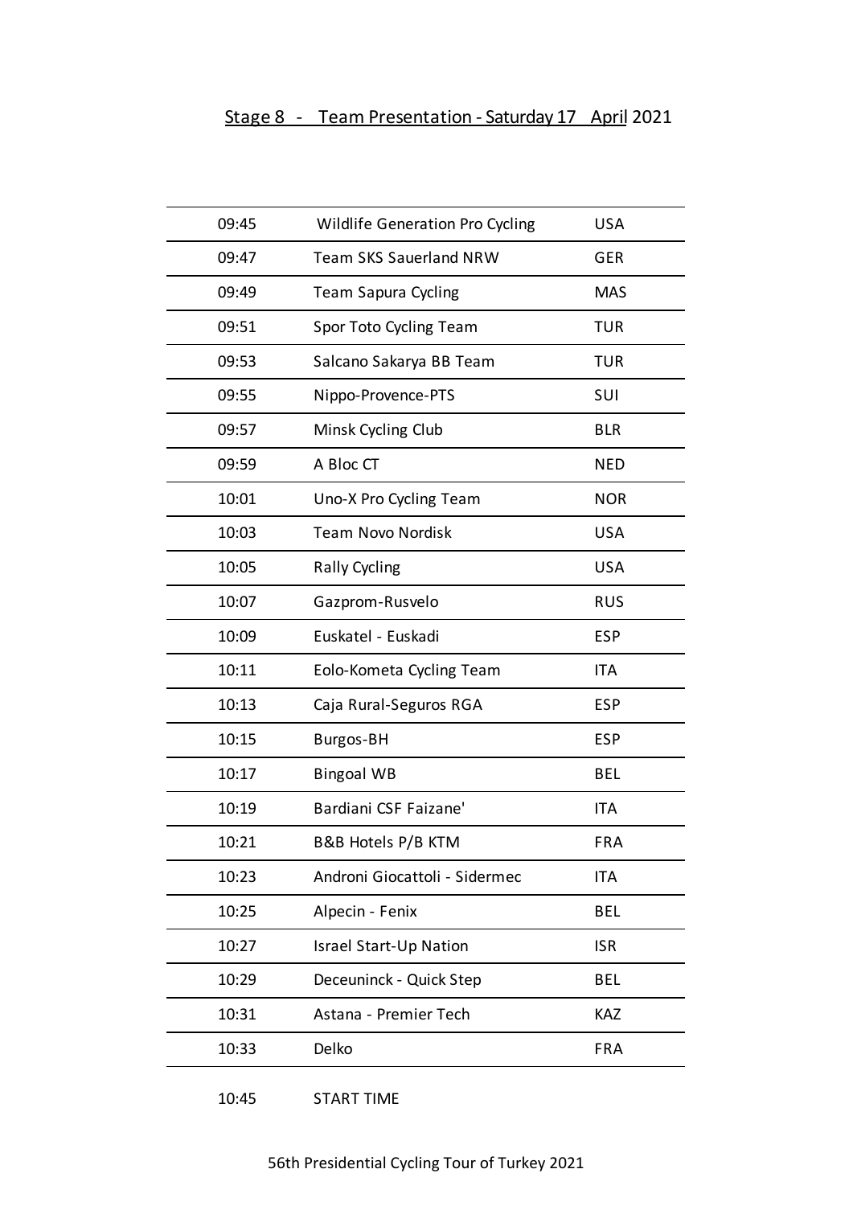## Stage 8 - Team Presentation - Saturday 17 April 2021

| | | |
|---|---|---|
| 09:45 | Wildlife Generation Pro Cycling | USA |
| 09:47 | Team SKS Sauerland NRW | GER |
| 09:49 | Team Sapura Cycling | MAS |
| 09:51 | Spor Toto Cycling Team | TUR |
| 09:53 | Salcano Sakarya BB Team | TUR |
| 09:55 | Nippo-Provence-PTS | SUI |
| 09:57 | Minsk Cycling Club | BLR |
| 09:59 | A Bloc CT | NED |
| 10:01 | Uno-X Pro Cycling Team | NOR |
| 10:03 | Team Novo Nordisk | USA |
| 10:05 | Rally Cycling | USA |
| 10:07 | Gazprom-Rusvelo | RUS |
| 10:09 | Euskatel - Euskadi | ESP |
| 10:11 | Eolo-Kometa Cycling Team | ITA |
| 10:13 | Caja Rural-Seguros RGA | ESP |
| 10:15 | Burgos-BH | ESP |
| 10:17 | Bingoal WB | BEL |
| 10:19 | Bardiani CSF Faizane' | ITA |
| 10:21 | B&B Hotels P/B KTM | FRA |
| 10:23 | Androni Giocattoli - Sidermec | ITA |
| 10:25 | Alpecin - Fenix | BEL |
| 10:27 | Israel Start-Up Nation | ISR |
| 10:29 | Deceuninck - Quick Step | BEL |
| 10:31 | Astana - Premier Tech | KAZ |
| 10:33 | Delko | FRA |

10:45 START TIME

56th Presidential Cycling Tour of Turkey 2021